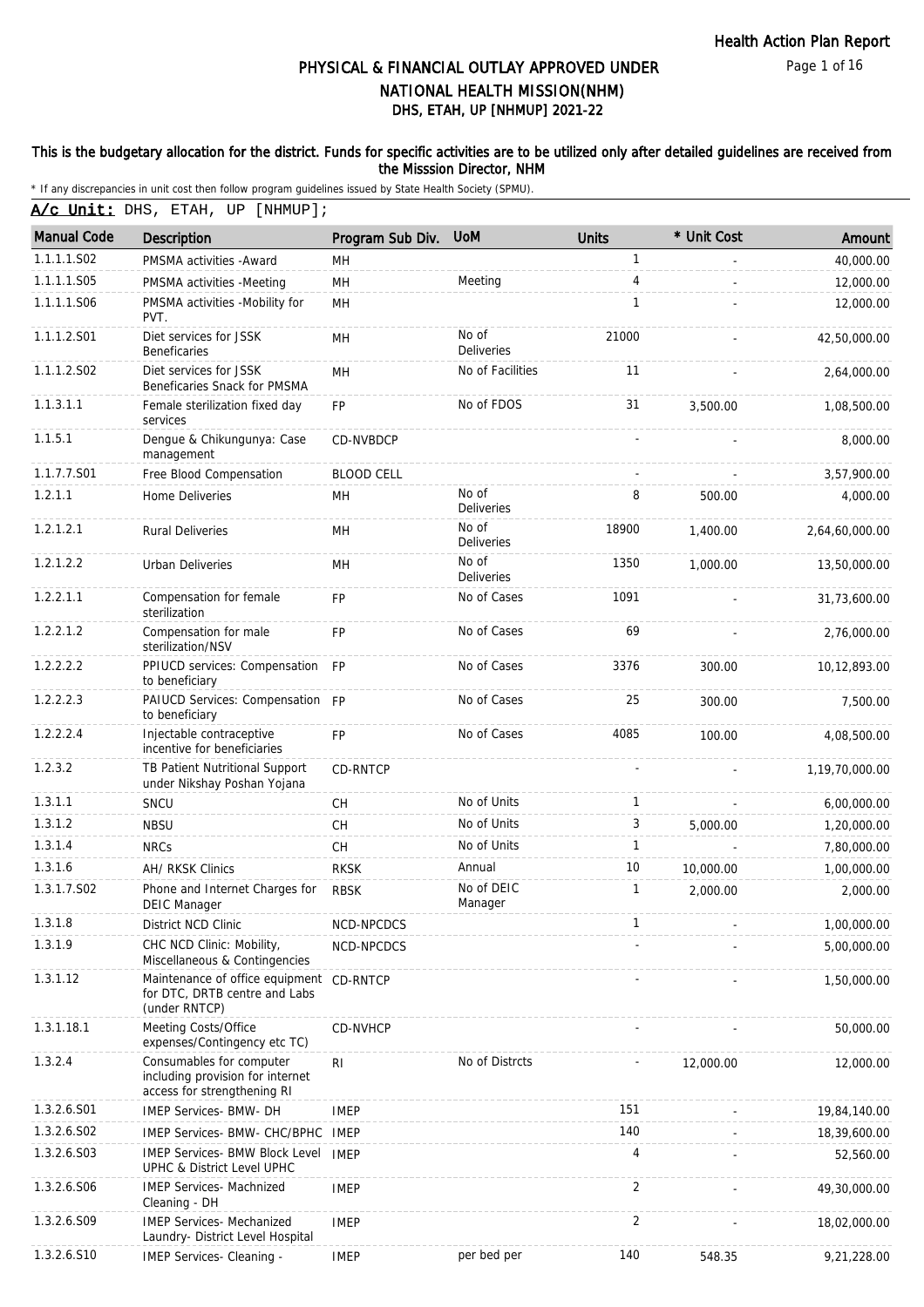# PHYSICAL & FINANCIAL OUTLAY APPROVED UNDER NATIONAL HEALTH MISSION(NHM)

## DHS, ETAH, UP [NHMUP] 2021-22

**This is the budgetary allocation for the district. Funds for specific activities are to be utilized only after detailed guidelines are received from the Misssion Director, NHM**

* If any discrepancies in unit cost then follow program guidelines issued by State Health Society (SPMU).

**A/c Unit:** DHS, ETAH, UP [NHMUP];

| Manual Code | Description | Program Sub Div. | UoM | Units | * Unit Cost | Amount |
|---|---|---|---|---|---|---|
| 1.1.1.1.S02 | PMSMA activities -Award | MH | | 1 | - | 40,000.00 |
| 1.1.1.1.S05 | PMSMA activities -Meeting | MH | Meeting | 4 | - | 12,000.00 |
| 1.1.1.1.S06 | PMSMA activities -Mobility for PVT. | MH | | 1 | - | 12,000.00 |
| 1.1.1.2.S01 | Diet services for JSSK Beneficaries | MH | No of Deliveries | 21000 | - | 42,50,000.00 |
| 1.1.1.2.S02 | Diet services for JSSK Beneficaries Snack for PMSMA | MH | No of Facilities | 11 | - | 2,64,000.00 |
| 1.1.3.1.1 | Female sterilization fixed day services | FP | No of FDOS | 31 | 3,500.00 | 1,08,500.00 |
| 1.1.5.1 | Dengue & Chikungunya: Case management | CD-NVBDCP | | - | - | 8,000.00 |
| 1.1.7.7.S01 | Free Blood Compensation | BLOOD CELL | | - | - | 3,57,900.00 |
| 1.2.1.1 | Home Deliveries | MH | No of Deliveries | 8 | 500.00 | 4,000.00 |
| 1.2.1.2.1 | Rural Deliveries | MH | No of Deliveries | 18900 | 1,400.00 | 2,64,60,000.00 |
| 1.2.1.2.2 | Urban Deliveries | MH | No of Deliveries | 1350 | 1,000.00 | 13,50,000.00 |
| 1.2.2.1.1 | Compensation for female sterilization | FP | No of Cases | 1091 | - | 31,73,600.00 |
| 1.2.2.1.2 | Compensation for male sterilization/NSV | FP | No of Cases | 69 | - | 2,76,000.00 |
| 1.2.2.2.2 | PPIUCD services: Compensation to beneficiary | FP | No of Cases | 3376 | 300.00 | 10,12,893.00 |
| 1.2.2.2.3 | PAIUCD Services: Compensation to beneficiary | FP | No of Cases | 25 | 300.00 | 7,500.00 |
| 1.2.2.2.4 | Injectable contraceptive incentive for beneficiaries | FP | No of Cases | 4085 | 100.00 | 4,08,500.00 |
| 1.2.3.2 | TB Patient Nutritional Support under Nikshay Poshan Yojana | CD-RNTCP | | - | - | 1,19,70,000.00 |
| 1.3.1.1 | SNCU | CH | No of Units | 1 | - | 6,00,000.00 |
| 1.3.1.2 | NBSU | CH | No of Units | 3 | 5,000.00 | 1,20,000.00 |
| 1.3.1.4 | NRCs | CH | No of Units | 1 | - | 7,80,000.00 |
| 1.3.1.6 | AH/ RKSK Clinics | RKSK | Annual | 10 | 10,000.00 | 1,00,000.00 |
| 1.3.1.7.S02 | Phone and Internet Charges for DEIC Manager | RBSK | No of DEIC Manager | 1 | 2,000.00 | 2,000.00 |
| 1.3.1.8 | District NCD Clinic | NCD-NPCDCS | | 1 | - | 1,00,000.00 |
| 1.3.1.9 | CHC NCD Clinic: Mobility, Miscellaneous & Contingencies | NCD-NPCDCS | | - | - | 5,00,000.00 |
| 1.3.1.12 | Maintenance of office equipment for DTC, DRTB centre and Labs (under RNTCP) | CD-RNTCP | | - | - | 1,50,000.00 |
| 1.3.1.18.1 | Meeting Costs/Office expenses/Contingency etc TC) | CD-NVHCP | | - | - | 50,000.00 |
| 1.3.2.4 | Consumables for computer including provision for internet access for strengthening RI | RI | No of Distrcts | - | 12,000.00 | 12,000.00 |
| 1.3.2.6.S01 | IMEP Services- BMW- DH | IMEP | | 151 | - | 19,84,140.00 |
| 1.3.2.6.S02 | IMEP Services- BMW- CHC/BPHC | IMEP | | 140 | - | 18,39,600.00 |
| 1.3.2.6.S03 | IMEP Services- BMW Block Level UPHC & District Level UPHC | IMEP | | 4 | - | 52,560.00 |
| 1.3.2.6.S06 | IMEP Services- Machnized Cleaning - DH | IMEP | | 2 | - | 49,30,000.00 |
| 1.3.2.6.S09 | IMEP Services- Mechanized Laundry- District Level Hospital | IMEP | | 2 | - | 18,02,000.00 |
| 1.3.2.6.S10 | IMEP Services- Cleaning - | IMEP | per bed per | 140 | 548.35 | 9,21,228.00 |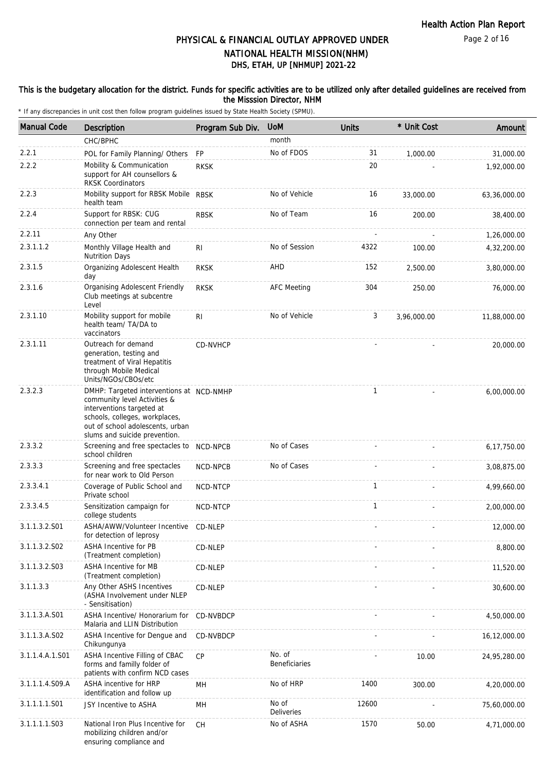# PHYSICAL & FINANCIAL OUTLAY APPROVED UNDER NATIONAL HEALTH MISSION(NHM)
## DHS, ETAH, UP [NHMUP] 2021-22

**This is the budgetary allocation for the district. Funds for specific activities are to be utilized only after detailed guidelines are received from the Misssion Director, NHM**

\* If any discrepancies in unit cost then follow program guidelines issued by State Health Society (SPMU).

| Manual Code | Description | Program Sub Div. | UoM | Units | * Unit Cost | Amount |
|---|---|---|---|---|---|---|
| | CHC/BPHC | | month | | | |
| 2.2.1 | POL for Family Planning/ Others | FP | No of FDOS | 31 | 1,000.00 | 31,000.00 |
| 2.2.2 | Mobility & Communication support for AH counsellors & RKSK Coordinators | RKSK | | 20 | - | 1,92,000.00 |
| 2.2.3 | Mobility support for RBSK Mobile health team | RBSK | No of Vehicle | 16 | 33,000.00 | 63,36,000.00 |
| 2.2.4 | Support for RBSK: CUG connection per team and rental | RBSK | No of Team | 16 | 200.00 | 38,400.00 |
| 2.2.11 | Any Other | | | - | - | 1,26,000.00 |
| 2.3.1.1.2 | Monthly Village Health and Nutrition Days | RI | No of Session | 4322 | 100.00 | 4,32,200.00 |
| 2.3.1.5 | Organizing Adolescent Health day | RKSK | AHD | 152 | 2,500.00 | 3,80,000.00 |
| 2.3.1.6 | Organising Adolescent Friendly Club meetings at subcentre Level | RKSK | AFC Meeting | 304 | 250.00 | 76,000.00 |
| 2.3.1.10 | Mobility support for mobile health team/ TA/DA to vaccinators | RI | No of Vehicle | 3 | 3,96,000.00 | 11,88,000.00 |
| 2.3.1.11 | Outreach for demand generation, testing and treatment of Viral Hepatitis through Mobile Medical Units/NGOs/CBOs/etc | CD-NVHCP | | - | - | 20,000.00 |
| 2.3.2.3 | DMHP: Targeted interventions at community level Activities & interventions targeted at schools, colleges, workplaces, out of school adolescents, urban slums and suicide prevention. | NCD-NMHP | | 1 | - | 6,00,000.00 |
| 2.3.3.2 | Screening and free spectacles to school children | NCD-NPCB | No of Cases | - | - | 6,17,750.00 |
| 2.3.3.3 | Screening and free spectacles for near work to Old Person | NCD-NPCB | No of Cases | - | - | 3,08,875.00 |
| 2.3.3.4.1 | Coverage of Public School and Private school | NCD-NTCP | | 1 | - | 4,99,660.00 |
| 2.3.3.4.5 | Sensitization campaign for college students | NCD-NTCP | | 1 | - | 2,00,000.00 |
| 3.1.1.3.2.S01 | ASHA/AWW/Volunteer Incentive for detection of leprosy | CD-NLEP | | - | - | 12,000.00 |
| 3.1.1.3.2.S02 | ASHA Incentive for PB (Treatment completion) | CD-NLEP | | - | - | 8,800.00 |
| 3.1.1.3.2.S03 | ASHA Incentive for MB (Treatment completion) | CD-NLEP | | - | - | 11,520.00 |
| 3.1.1.3.3 | Any Other ASHS Incentives (ASHA Involvement under NLEP - Sensitisation) | CD-NLEP | | - | - | 30,600.00 |
| 3.1.1.3.A.S01 | ASHA Incentive/ Honorarium for Malaria and LLIN Distribution | CD-NVBDCP | | - | - | 4,50,000.00 |
| 3.1.1.3.A.S02 | ASHA Incentive for Dengue and Chikungunya | CD-NVBDCP | | - | - | 16,12,000.00 |
| 3.1.1.4.A.1.S01 | ASHA Incentive Filling of CBAC forms and familly folder of patients with confirm NCD cases | CP | No. of Beneficiaries | - | 10.00 | 24,95,280.00 |
| 3.1.1.1.4.S09.A | ASHA incentive for HRP identification and follow up | MH | No of HRP | 1400 | 300.00 | 4,20,000.00 |
| 3.1.1.1.1.S01 | JSY Incentive to ASHA | MH | No of Deliveries | 12600 | - | 75,60,000.00 |
| 3.1.1.1.1.S03 | National Iron Plus Incentive for mobilizing children and/or ensuring compliance and | CH | No of ASHA | 1570 | 50.00 | 4,71,000.00 |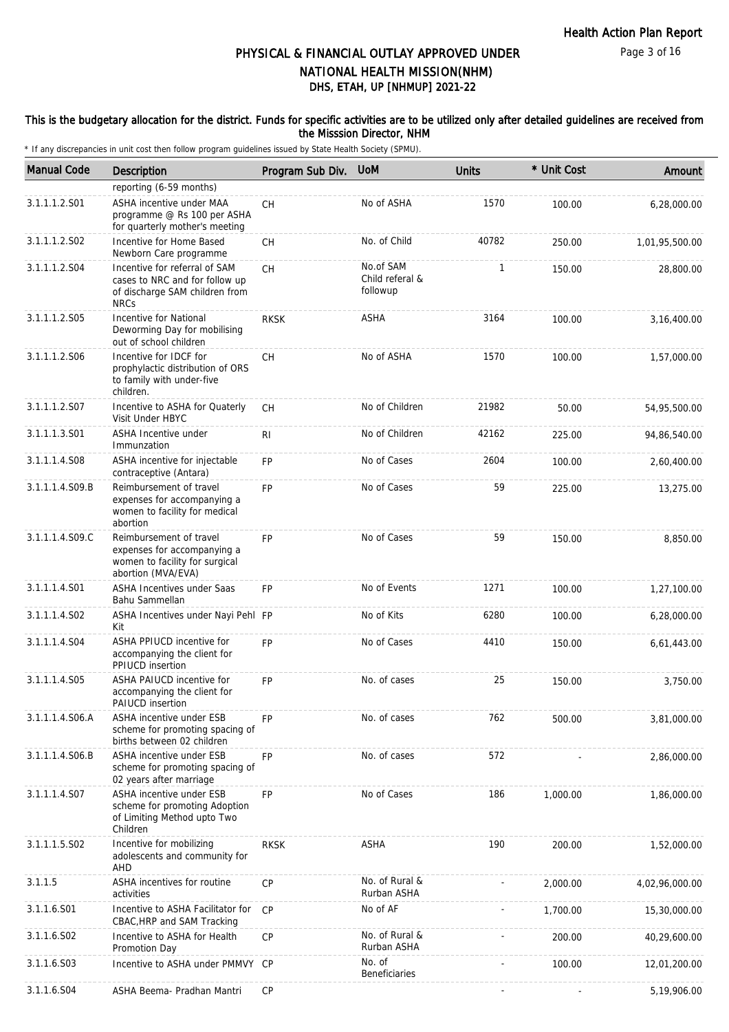# PHYSICAL & FINANCIAL OUTLAY APPROVED UNDER NATIONAL HEALTH MISSION(NHM)

## DHS, ETAH, UP [NHMUP] 2021-22

This is the budgetary allocation for the district. Funds for specific activities are to be utilized only after detailed guidelines are received from the Misssion Director, NHM

\* If any discrepancies in unit cost then follow program guidelines issued by State Health Society (SPMU).

| Manual Code | Description | Program Sub Div. | UoM | Units | * Unit Cost | Amount |
|---|---|---|---|---|---|---|
| | reporting (6-59 months) | | | | | |
| 3.1.1.1.2.S01 | ASHA incentive under MAA programme @ Rs 100 per ASHA for quarterly mother's meeting | CH | No of ASHA | 1570 | 100.00 | 6,28,000.00 |
| 3.1.1.1.2.S02 | Incentive for Home Based Newborn Care programme | CH | No. of Child | 40782 | 250.00 | 1,01,95,500.00 |
| 3.1.1.1.2.S04 | Incentive for referral of SAM cases to NRC and for follow up of discharge SAM children from NRCs | CH | No.of SAM Child referal & followup | 1 | 150.00 | 28,800.00 |
| 3.1.1.1.2.S05 | Incentive for National Deworming Day for mobilising out of school children | RKSK | ASHA | 3164 | 100.00 | 3,16,400.00 |
| 3.1.1.1.2.S06 | Incentive for IDCF for prophylactic distribution of ORS to family with under-five children. | CH | No of ASHA | 1570 | 100.00 | 1,57,000.00 |
| 3.1.1.1.2.S07 | Incentive to ASHA for Quaterly Visit Under HBYC | CH | No of Children | 21982 | 50.00 | 54,95,500.00 |
| 3.1.1.1.3.S01 | ASHA Incentive under Immunzation | RI | No of Children | 42162 | 225.00 | 94,86,540.00 |
| 3.1.1.1.4.S08 | ASHA incentive for injectable contraceptive (Antara) | FP | No of Cases | 2604 | 100.00 | 2,60,400.00 |
| 3.1.1.1.4.S09.B | Reimbursement of travel expenses for accompanying a women to facility for medical abortion | FP | No of Cases | 59 | 225.00 | 13,275.00 |
| 3.1.1.1.4.S09.C | Reimbursement of travel expenses for accompanying a women to facility for surgical abortion (MVA/EVA) | FP | No of Cases | 59 | 150.00 | 8,850.00 |
| 3.1.1.1.4.S01 | ASHA Incentives under Saas Bahu Sammellan | FP | No of Events | 1271 | 100.00 | 1,27,100.00 |
| 3.1.1.1.4.S02 | ASHA Incentives under Nayi Pehl Kit | FP | No of Kits | 6280 | 100.00 | 6,28,000.00 |
| 3.1.1.1.4.S04 | ASHA PPIUCD incentive for accompanying the client for PPIUCD insertion | FP | No of Cases | 4410 | 150.00 | 6,61,443.00 |
| 3.1.1.1.4.S05 | ASHA PAIUCD incentive for accompanying the client for PAIUCD insertion | FP | No. of cases | 25 | 150.00 | 3,750.00 |
| 3.1.1.1.4.S06.A | ASHA incentive under ESB scheme for promoting spacing of births between 02 children | FP | No. of cases | 762 | 500.00 | 3,81,000.00 |
| 3.1.1.1.4.S06.B | ASHA incentive under ESB scheme for promoting spacing of 02 years after marriage | FP | No. of cases | 572 | - | 2,86,000.00 |
| 3.1.1.1.4.S07 | ASHA incentive under ESB scheme for promoting Adoption of Limiting Method upto Two Children | FP | No of Cases | 186 | 1,000.00 | 1,86,000.00 |
| 3.1.1.1.5.S02 | Incentive for mobilizing adolescents and community for AHD | RKSK | ASHA | 190 | 200.00 | 1,52,000.00 |
| 3.1.1.5 | ASHA incentives for routine activities | CP | No. of Rural & Rurban ASHA | - | 2,000.00 | 4,02,96,000.00 |
| 3.1.1.6.S01 | Incentive to ASHA Facilitator for CBAC,HRP and SAM Tracking | CP | No of AF | - | 1,700.00 | 15,30,000.00 |
| 3.1.1.6.S02 | Incentive to ASHA for Health Promotion Day | CP | No. of Rural & Rurban ASHA | - | 200.00 | 40,29,600.00 |
| 3.1.1.6.S03 | Incentive to ASHA under PMMVY | CP | No. of Beneficiaries | - | 100.00 | 12,01,200.00 |
| 3.1.1.6.S04 | ASHA Beema- Pradhan Mantri | CP | | - | - | 5,19,906.00 |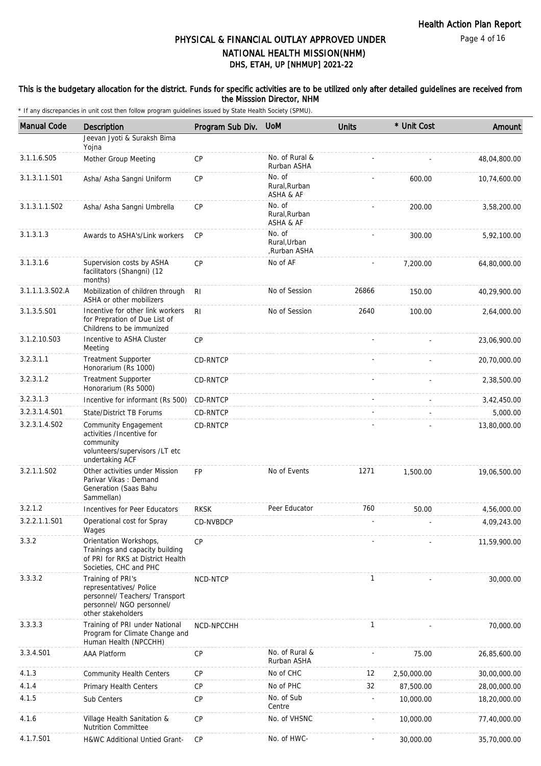## PHYSICAL & FINANCIAL OUTLAY APPROVED UNDER NATIONAL HEALTH MISSION(NHM)
## DHS, ETAH, UP [NHMUP] 2021-22

**This is the budgetary allocation for the district. Funds for specific activities are to be utilized only after detailed guidelines are received from the Misssion Director, NHM**

\* If any discrepancies in unit cost then follow program guidelines issued by State Health Society (SPMU).

| Manual Code | Description | Program Sub Div. | UoM | Units | * Unit Cost | Amount |
|---|---|---|---|---|---|---|
| | Jeevan Jyoti & Suraksh Bima Yojna | | | | | |
| 3.1.1.6.S05 | Mother Group Meeting | CP | No. of Rural & Rurban ASHA | - | - | 48,04,800.00 |
| 3.1.3.1.1.S01 | Asha/ Asha Sangni Uniform | CP | No. of Rural,Rurban ASHA & AF | - | 600.00 | 10,74,600.00 |
| 3.1.3.1.1.S02 | Asha/ Asha Sangni Umbrella | CP | No. of Rural,Rurban ASHA & AF | - | 200.00 | 3,58,200.00 |
| 3.1.3.1.3 | Awards to ASHA's/Link workers | CP | No. of Rural,Urban ,Rurban ASHA | - | 300.00 | 5,92,100.00 |
| 3.1.3.1.6 | Supervision costs by ASHA facilitators (Shangni) (12 months) | CP | No of AF | - | 7,200.00 | 64,80,000.00 |
| 3.1.1.1.3.S02.A | Mobilization of children through ASHA or other mobilizers | RI | No of Session | 26866 | 150.00 | 40,29,900.00 |
| 3.1.3.5.S01 | Incentive for other link workers for Prepration of Due List of Childrens to be immunized | RI | No of Session | 2640 | 100.00 | 2,64,000.00 |
| 3.1.2.10.S03 | Incentive to ASHA Cluster Meeting | CP | | - | - | 23,06,900.00 |
| 3.2.3.1.1 | Treatment Supporter Honorarium (Rs 1000) | CD-RNTCP | | - | - | 20,70,000.00 |
| 3.2.3.1.2 | Treatment Supporter Honorarium (Rs 5000) | CD-RNTCP | | - | - | 2,38,500.00 |
| 3.2.3.1.3 | Incentive for informant (Rs 500) | CD-RNTCP | | - | - | 3,42,450.00 |
| 3.2.3.1.4.S01 | State/District TB Forums | CD-RNTCP | | - | - | 5,000.00 |
| 3.2.3.1.4.S02 | Community Engagement activities /Incentive for community volunteers/supervisors /LT etc undertaking ACF | CD-RNTCP | | - | - | 13,80,000.00 |
| 3.2.1.1.S02 | Other activities under Mission Parivar Vikas : Demand Generation (Saas Bahu Sammellan) | FP | No of Events | 1271 | 1,500.00 | 19,06,500.00 |
| 3.2.1.2 | Incentives for Peer Educators | RKSK | Peer Educator | 760 | 50.00 | 4,56,000.00 |
| 3.2.2.1.1.S01 | Operational cost for Spray Wages | CD-NVBDCP | | - | - | 4,09,243.00 |
| 3.3.2 | Orientation Workshops, Trainings and capacity building of PRI for RKS at District Health Societies, CHC and PHC | CP | | - | - | 11,59,900.00 |
| 3.3.3.2 | Training of PRI's representatives/ Police personnel/ Teachers/ Transport personnel/ NGO personnel/ other stakeholders | NCD-NTCP | | 1 | - | 30,000.00 |
| 3.3.3.3 | Training of PRI under National Program for Climate Change and Human Health (NPCCHH) | NCD-NPCCHH | | 1 | - | 70,000.00 |
| 3.3.4.S01 | AAA Platform | CP | No. of Rural & Rurban ASHA | - | 75.00 | 26,85,600.00 |
| 4.1.3 | Community Health Centers | CP | No of CHC | 12 | 2,50,000.00 | 30,00,000.00 |
| 4.1.4 | Primary Health Centers | CP | No of PHC | 32 | 87,500.00 | 28,00,000.00 |
| 4.1.5 | Sub Centers | CP | No. of Sub Centre | - | 10,000.00 | 18,20,000.00 |
| 4.1.6 | Village Health Sanitation & Nutrition Committee | CP | No. of VHSNC | - | 10,000.00 | 77,40,000.00 |
| 4.1.7.S01 | H&WC Additional Untied Grant- | CP | No. of HWC- | - | 30,000.00 | 35,70,000.00 |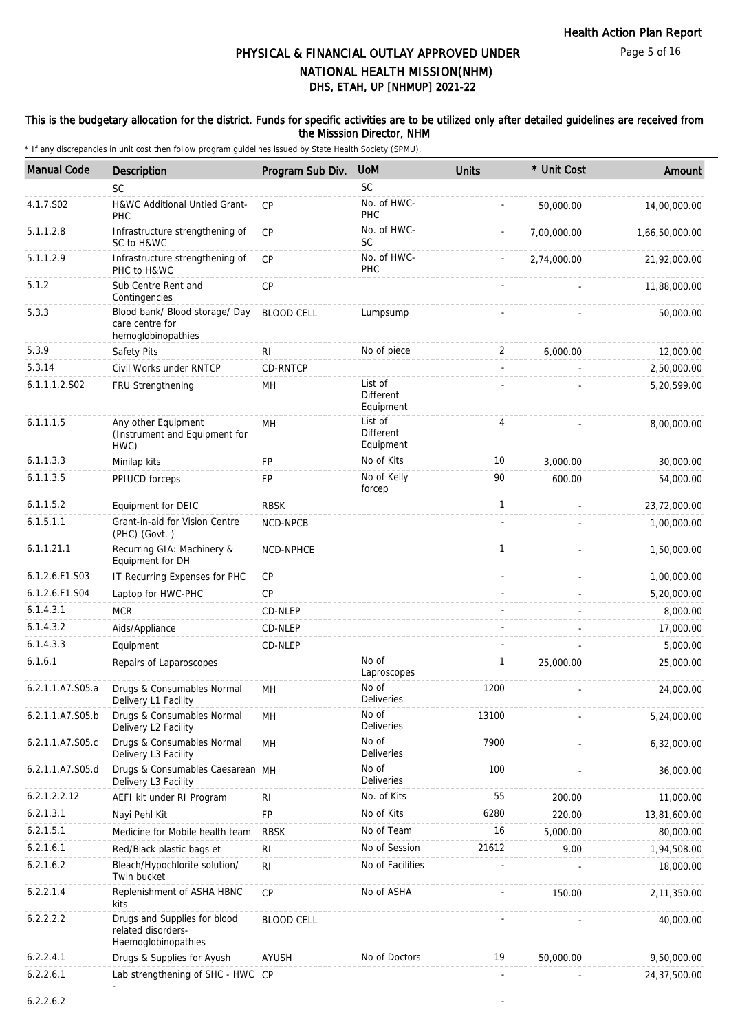## PHYSICAL & FINANCIAL OUTLAY APPROVED UNDER NATIONAL HEALTH MISSION(NHM)
## DHS, ETAH, UP [NHMUP] 2021-22

**This is the budgetary allocation for the district. Funds for specific activities are to be utilized only after detailed guidelines are received from the Misssion Director, NHM**

\* If any discrepancies in unit cost then follow program guidelines issued by State Health Society (SPMU).

| Manual Code | Description | Program Sub Div. | UoM | Units | * Unit Cost | Amount |
|---|---|---|---|---|---|---|
| | SC | | SC | | | |
| 4.1.7.S02 | H&WC Additional Untied Grant-PHC | CP | No. of HWC-PHC | - | 50,000.00 | 14,00,000.00 |
| 5.1.1.2.8 | Infrastructure strengthening of SC to H&WC | CP | No. of HWC-SC | - | 7,00,000.00 | 1,66,50,000.00 |
| 5.1.1.2.9 | Infrastructure strengthening of PHC to H&WC | CP | No. of HWC-PHC | - | 2,74,000.00 | 21,92,000.00 |
| 5.1.2 | Sub Centre Rent and Contingencies | CP | | - | - | 11,88,000.00 |
| 5.3.3 | Blood bank/ Blood storage/ Day care centre for hemoglobinopathies | BLOOD CELL | Lumpsump | - | - | 50,000.00 |
| 5.3.9 | Safety Pits | RI | No of piece | 2 | 6,000.00 | 12,000.00 |
| 5.3.14 | Civil Works under RNTCP | CD-RNTCP | | - | - | 2,50,000.00 |
| 6.1.1.1.2.S02 | FRU Strengthening | MH | List of Different Equipment | - | - | 5,20,599.00 |
| 6.1.1.1.5 | Any other Equipment (Instrument and Equipment for HWC) | MH | List of Different Equipment | 4 | - | 8,00,000.00 |
| 6.1.1.3.3 | Minilap kits | FP | No of Kits | 10 | 3,000.00 | 30,000.00 |
| 6.1.1.3.5 | PPIUCD forceps | FP | No of Kelly forcep | 90 | 600.00 | 54,000.00 |
| 6.1.1.5.2 | Equipment for DEIC | RBSK | | 1 | - | 23,72,000.00 |
| 6.1.5.1.1 | Grant-in-aid for Vision Centre (PHC) (Govt. ) | NCD-NPCB | | - | - | 1,00,000.00 |
| 6.1.1.21.1 | Recurring GIA: Machinery & Equipment for DH | NCD-NPHCE | | 1 | - | 1,50,000.00 |
| 6.1.2.6.F1.S03 | IT Recurring Expenses for PHC | CP | | - | - | 1,00,000.00 |
| 6.1.2.6.F1.S04 | Laptop for HWC-PHC | CP | | - | - | 5,20,000.00 |
| 6.1.4.3.1 | MCR | CD-NLEP | | - | - | 8,000.00 |
| 6.1.4.3.2 | Aids/Appliance | CD-NLEP | | - | - | 17,000.00 |
| 6.1.4.3.3 | Equipment | CD-NLEP | | - | - | 5,000.00 |
| 6.1.6.1 | Repairs of Laparoscopes | | No of Laproscopes | 1 | 25,000.00 | 25,000.00 |
| 6.2.1.1.A7.S05.a | Drugs & Consumables Normal Delivery L1 Facility | MH | No of Deliveries | 1200 | - | 24,000.00 |
| 6.2.1.1.A7.S05.b | Drugs & Consumables Normal Delivery L2 Facility | MH | No of Deliveries | 13100 | - | 5,24,000.00 |
| 6.2.1.1.A7.S05.c | Drugs & Consumables Normal Delivery L3 Facility | MH | No of Deliveries | 7900 | - | 6,32,000.00 |
| 6.2.1.1.A7.S05.d | Drugs & Consumables Caesarean Delivery L3 Facility | MH | No of Deliveries | 100 | - | 36,000.00 |
| 6.2.1.2.2.12 | AEFI kit under RI Program | RI | No. of Kits | 55 | 200.00 | 11,000.00 |
| 6.2.1.3.1 | Nayi Pehl Kit | FP | No of Kits | 6280 | 220.00 | 13,81,600.00 |
| 6.2.1.5.1 | Medicine for Mobile health team | RBSK | No of Team | 16 | 5,000.00 | 80,000.00 |
| 6.2.1.6.1 | Red/Black plastic bags et | RI | No of Session | 21612 | 9.00 | 1,94,508.00 |
| 6.2.1.6.2 | Bleach/Hypochlorite solution/ Twin bucket | RI | No of Facilities | - | - | 18,000.00 |
| 6.2.2.1.4 | Replenishment of ASHA HBNC kits | CP | No of ASHA | - | 150.00 | 2,11,350.00 |
| 6.2.2.2.2 | Drugs and Supplies for blood related disorders-Haemoglobinopathies | BLOOD CELL | | - | - | 40,000.00 |
| 6.2.2.4.1 | Drugs & Supplies for Ayush | AYUSH | No of Doctors | 19 | 50,000.00 | 9,50,000.00 |
| 6.2.2.6.1 | Lab strengthening of SHC - HWC - | CP | | - | - | 24,37,500.00 |
| 6.2.2.6.2 | | | | - | | |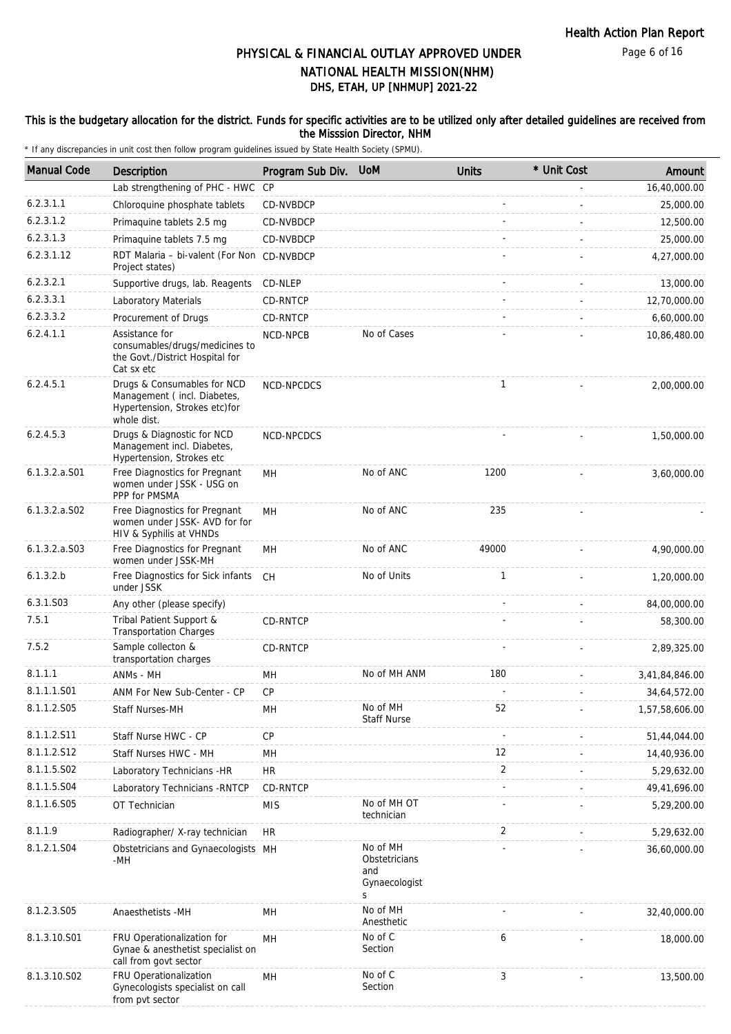# PHYSICAL & FINANCIAL OUTLAY APPROVED UNDER NATIONAL HEALTH MISSION(NHM)

## DHS, ETAH, UP [NHMUP] 2021-22

**This is the budgetary allocation for the district. Funds for specific activities are to be utilized only after detailed guidelines are received from the Misssion Director, NHM**

\* If any discrepancies in unit cost then follow program guidelines issued by State Health Society (SPMU).

| Manual Code | Description | Program Sub Div. | UoM | Units | * Unit Cost | Amount |
|---|---|---|---|---|---|---|
| | Lab strengthening of PHC - HWC | CP | | | - | 16,40,000.00 |
| 6.2.3.1.1 | Chloroquine phosphate tablets | CD-NVBDCP | | - | - | 25,000.00 |
| 6.2.3.1.2 | Primaquine tablets 2.5 mg | CD-NVBDCP | | - | - | 12,500.00 |
| 6.2.3.1.3 | Primaquine tablets 7.5 mg | CD-NVBDCP | | - | - | 25,000.00 |
| 6.2.3.1.12 | RDT Malaria – bi-valent (For Non Project states) | CD-NVBDCP | | - | - | 4,27,000.00 |
| 6.2.3.2.1 | Supportive drugs, lab. Reagents | CD-NLEP | | - | - | 13,000.00 |
| 6.2.3.3.1 | Laboratory Materials | CD-RNTCP | | - | - | 12,70,000.00 |
| 6.2.3.3.2 | Procurement of Drugs | CD-RNTCP | | - | - | 6,60,000.00 |
| 6.2.4.1.1 | Assistance for consumables/drugs/medicines to the Govt./District Hospital for Cat sx etc | NCD-NPCB | No of Cases | - | - | 10,86,480.00 |
| 6.2.4.5.1 | Drugs & Consumables for NCD Management ( incl. Diabetes, Hypertension, Strokes etc)for whole dist. | NCD-NPCDCS | | 1 | - | 2,00,000.00 |
| 6.2.4.5.3 | Drugs & Diagnostic for NCD Management incl. Diabetes, Hypertension, Strokes etc | NCD-NPCDCS | | - | - | 1,50,000.00 |
| 6.1.3.2.a.S01 | Free Diagnostics for Pregnant women under JSSK - USG on PPP for PMSMA | MH | No of ANC | 1200 | - | 3,60,000.00 |
| 6.1.3.2.a.S02 | Free Diagnostics for Pregnant women under JSSK- AVD for for HIV & Syphilis at VHNDs | MH | No of ANC | 235 | - | - |
| 6.1.3.2.a.S03 | Free Diagnostics for Pregnant women under JSSK-MH | MH | No of ANC | 49000 | - | 4,90,000.00 |
| 6.1.3.2.b | Free Diagnostics for Sick infants under JSSK | CH | No of Units | 1 | - | 1,20,000.00 |
| 6.3.1.S03 | Any other (please specify) | | | - | - | 84,00,000.00 |
| 7.5.1 | Tribal Patient Support & Transportation Charges | CD-RNTCP | | - | - | 58,300.00 |
| 7.5.2 | Sample collecton & transportation charges | CD-RNTCP | | - | - | 2,89,325.00 |
| 8.1.1.1 | ANMs - MH | MH | No of MH ANM | 180 | - | 3,41,84,846.00 |
| 8.1.1.1.S01 | ANM For New Sub-Center - CP | CP | | - | - | 34,64,572.00 |
| 8.1.1.2.S05 | Staff Nurses-MH | MH | No of MH Staff Nurse | 52 | - | 1,57,58,606.00 |
| 8.1.1.2.S11 | Staff Nurse HWC - CP | CP | | - | - | 51,44,044.00 |
| 8.1.1.2.S12 | Staff Nurses HWC - MH | MH | | 12 | - | 14,40,936.00 |
| 8.1.1.5.S02 | Laboratory Technicians -HR | HR | | 2 | - | 5,29,632.00 |
| 8.1.1.5.S04 | Laboratory Technicians -RNTCP | CD-RNTCP | | - | - | 49,41,696.00 |
| 8.1.1.6.S05 | OT Technician | MIS | No of MH OT technician | - | - | 5,29,200.00 |
| 8.1.1.9 | Radiographer/ X-ray technician | HR | | 2 | - | 5,29,632.00 |
| 8.1.2.1.S04 | Obstetricians and Gynaecologists -MH | MH | No of MH Obstetricians and Gynaecologists | - | - | 36,60,000.00 |
| 8.1.2.3.S05 | Anaesthetists -MH | MH | No of MH Anesthetic | - | - | 32,40,000.00 |
| 8.1.3.10.S01 | FRU Operationalization for Gynae & anesthetist specialist on call from govt sector | MH | No of C Section | 6 | - | 18,000.00 |
| 8.1.3.10.S02 | FRU Operationalization Gynecologists specialist on call from pvt sector | MH | No of C Section | 3 | - | 13,500.00 |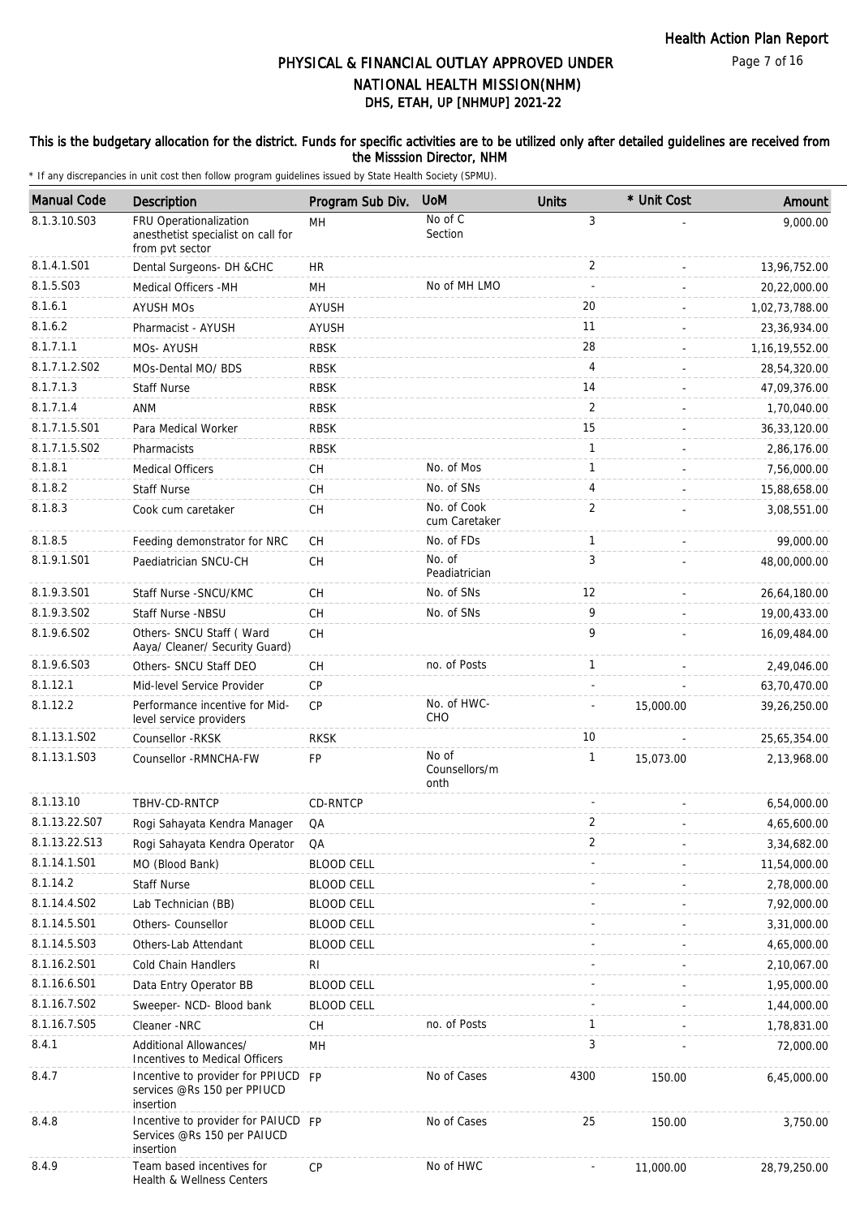# PHYSICAL & FINANCIAL OUTLAY APPROVED UNDER NATIONAL HEALTH MISSION(NHM)

## DHS, ETAH, UP [NHMUP] 2021-22

**This is the budgetary allocation for the district. Funds for specific activities are to be utilized only after detailed guidelines are received from the Misssion Director, NHM**

\* If any discrepancies in unit cost then follow program guidelines issued by State Health Society (SPMU).

| Manual Code | Description | Program Sub Div. | UoM | Units | * Unit Cost | Amount |
|---|---|---|---|---|---|---|
| 8.1.3.10.S03 | FRU Operationalization anesthetist specialist on call for from pvt sector | MH | No of C Section | 3 | - | 9,000.00 |
| 8.1.4.1.S01 | Dental Surgeons- DH &CHC | HR | | 2 | - | 13,96,752.00 |
| 8.1.5.S03 | Medical Officers -MH | MH | No of MH LMO | - | - | 20,22,000.00 |
| 8.1.6.1 | AYUSH MOs | AYUSH | | 20 | - | 1,02,73,788.00 |
| 8.1.6.2 | Pharmacist - AYUSH | AYUSH | | 11 | - | 23,36,934.00 |
| 8.1.7.1.1 | MOs- AYUSH | RBSK | | 28 | - | 1,16,19,552.00 |
| 8.1.7.1.2.S02 | MOs-Dental MO/ BDS | RBSK | | 4 | - | 28,54,320.00 |
| 8.1.7.1.3 | Staff Nurse | RBSK | | 14 | - | 47,09,376.00 |
| 8.1.7.1.4 | ANM | RBSK | | 2 | - | 1,70,040.00 |
| 8.1.7.1.5.S01 | Para Medical Worker | RBSK | | 15 | - | 36,33,120.00 |
| 8.1.7.1.5.S02 | Pharmacists | RBSK | | 1 | - | 2,86,176.00 |
| 8.1.8.1 | Medical Officers | CH | No. of Mos | 1 | - | 7,56,000.00 |
| 8.1.8.2 | Staff Nurse | CH | No. of SNs | 4 | - | 15,88,658.00 |
| 8.1.8.3 | Cook cum caretaker | CH | No. of Cook cum Caretaker | 2 | - | 3,08,551.00 |
| 8.1.8.5 | Feeding demonstrator for NRC | CH | No. of FDs | 1 | - | 99,000.00 |
| 8.1.9.1.S01 | Paediatrician SNCU-CH | CH | No. of Peadiatrician | 3 | - | 48,00,000.00 |
| 8.1.9.3.S01 | Staff Nurse -SNCU/KMC | CH | No. of SNs | 12 | - | 26,64,180.00 |
| 8.1.9.3.S02 | Staff Nurse -NBSU | CH | No. of SNs | 9 | - | 19,00,433.00 |
| 8.1.9.6.S02 | Others- SNCU Staff ( Ward Aaya/ Cleaner/ Security Guard) | CH | | 9 | - | 16,09,484.00 |
| 8.1.9.6.S03 | Others- SNCU Staff DEO | CH | no. of Posts | 1 | - | 2,49,046.00 |
| 8.1.12.1 | Mid-level Service Provider | CP | | - | - | 63,70,470.00 |
| 8.1.12.2 | Performance incentive for Mid-level service providers | CP | No. of HWC-CHO | - | 15,000.00 | 39,26,250.00 |
| 8.1.13.1.S02 | Counsellor -RKSK | RKSK | | 10 | - | 25,65,354.00 |
| 8.1.13.1.S03 | Counsellor -RMNCHA-FW | FP | No of Counsellors/month | 1 | 15,073.00 | 2,13,968.00 |
| 8.1.13.10 | TBHV-CD-RNTCP | CD-RNTCP | | - | - | 6,54,000.00 |
| 8.1.13.22.S07 | Rogi Sahayata Kendra Manager | QA | | 2 | - | 4,65,600.00 |
| 8.1.13.22.S13 | Rogi Sahayata Kendra Operator | QA | | 2 | - | 3,34,682.00 |
| 8.1.14.1.S01 | MO (Blood Bank) | BLOOD CELL | | - | - | 11,54,000.00 |
| 8.1.14.2 | Staff Nurse | BLOOD CELL | | - | - | 2,78,000.00 |
| 8.1.14.4.S02 | Lab Technician (BB) | BLOOD CELL | | - | - | 7,92,000.00 |
| 8.1.14.5.S01 | Others- Counsellor | BLOOD CELL | | - | - | 3,31,000.00 |
| 8.1.14.5.S03 | Others-Lab Attendant | BLOOD CELL | | - | - | 4,65,000.00 |
| 8.1.16.2.S01 | Cold Chain Handlers | RI | | - | - | 2,10,067.00 |
| 8.1.16.6.S01 | Data Entry Operator BB | BLOOD CELL | | - | - | 1,95,000.00 |
| 8.1.16.7.S02 | Sweeper- NCD- Blood bank | BLOOD CELL | | - | - | 1,44,000.00 |
| 8.1.16.7.S05 | Cleaner -NRC | CH | no. of Posts | 1 | - | 1,78,831.00 |
| 8.4.1 | Additional Allowances/ Incentives to Medical Officers | MH | | 3 | - | 72,000.00 |
| 8.4.7 | Incentive to provider for PPIUCD services @Rs 150 per PPIUCD insertion | FP | No of Cases | 4300 | 150.00 | 6,45,000.00 |
| 8.4.8 | Incentive to provider for PAIUCD Services @Rs 150 per PAIUCD insertion | FP | No of Cases | 25 | 150.00 | 3,750.00 |
| 8.4.9 | Team based incentives for Health & Wellness Centers | CP | No of HWC | - | 11,000.00 | 28,79,250.00 |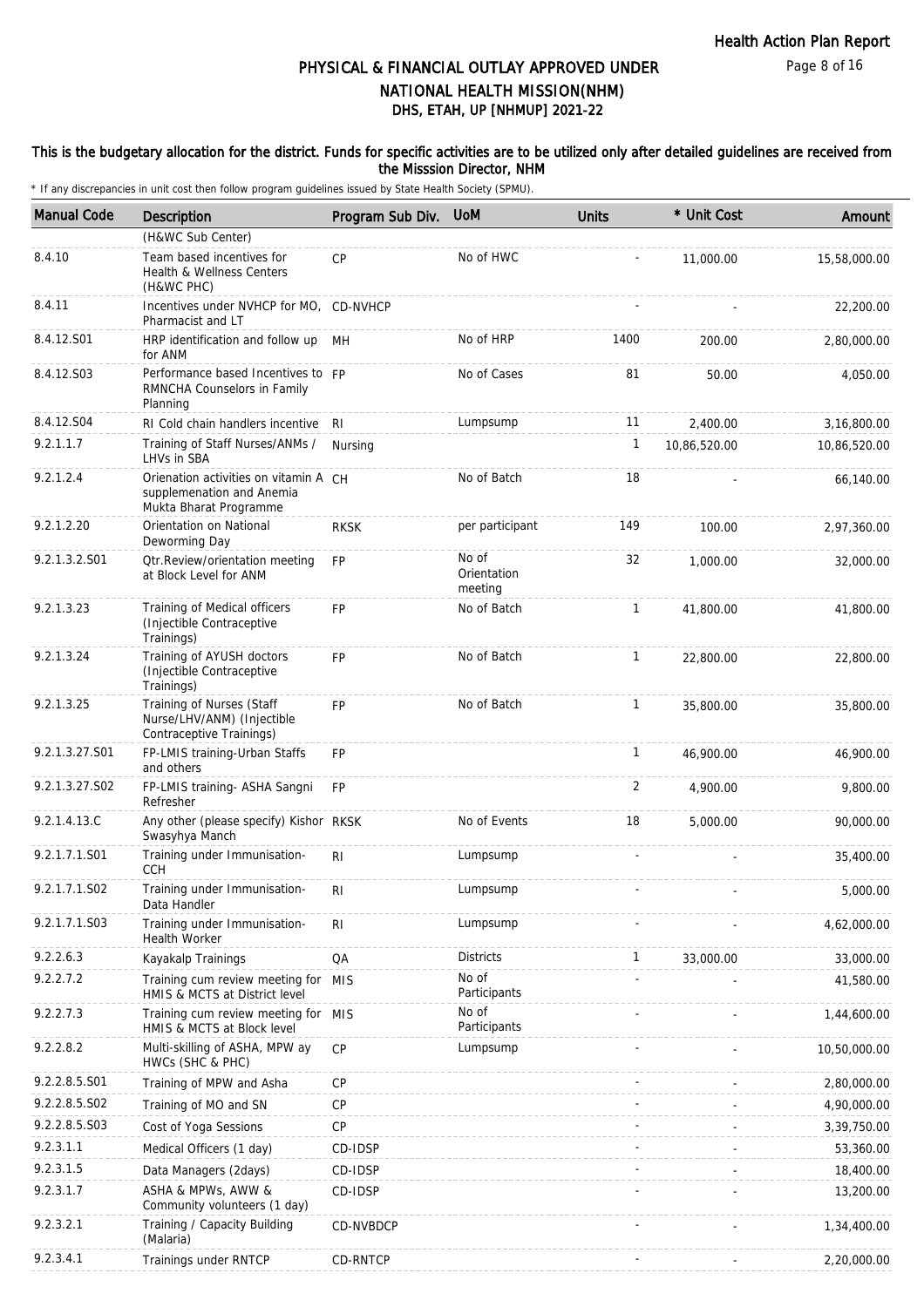# PHYSICAL & FINANCIAL OUTLAY APPROVED UNDER NATIONAL HEALTH MISSION(NHM)

## DHS, ETAH, UP [NHMUP] 2021-22

### This is the budgetary allocation for the district. Funds for specific activities are to be utilized only after detailed guidelines are received from the Misssion Director, NHM

\* If any discrepancies in unit cost then follow program guidelines issued by State Health Society (SPMU).

| Manual Code | Description | Program Sub Div. | UoM | Units | * Unit Cost | Amount |
|---|---|---|---|---|---|---|
| | (H&WC Sub Center) | | | | | |
| 8.4.10 | Team based incentives for Health & Wellness Centers (H&WC PHC) | CP | No of HWC | - | 11,000.00 | 15,58,000.00 |
| 8.4.11 | Incentives under NVHCP for MO, Pharmacist and LT | CD-NVHCP | | - | - | 22,200.00 |
| 8.4.12.S01 | HRP identification and follow up for ANM | MH | No of HRP | 1400 | 200.00 | 2,80,000.00 |
| 8.4.12.S03 | Performance based Incentives to RMNCHA Counselors in Family Planning | FP | No of Cases | 81 | 50.00 | 4,050.00 |
| 8.4.12.S04 | RI Cold chain handlers incentive | RI | Lumpsump | 11 | 2,400.00 | 3,16,800.00 |
| 9.2.1.1.7 | Training of Staff Nurses/ANMs / LHVs in SBA | Nursing | | 1 | 10,86,520.00 | 10,86,520.00 |
| 9.2.1.2.4 | Orienation activities on vitamin A supplemenation and Anemia Mukta Bharat Programme | CH | No of Batch | 18 | - | 66,140.00 |
| 9.2.1.2.20 | Orientation on National Deworming Day | RKSK | per participant | 149 | 100.00 | 2,97,360.00 |
| 9.2.1.3.2.S01 | Qtr.Review/orientation meeting at Block Level for ANM | FP | No of Orientation meeting | 32 | 1,000.00 | 32,000.00 |
| 9.2.1.3.23 | Training of Medical officers (Injectible Contraceptive Trainings) | FP | No of Batch | 1 | 41,800.00 | 41,800.00 |
| 9.2.1.3.24 | Training of AYUSH doctors (Injectible Contraceptive Trainings) | FP | No of Batch | 1 | 22,800.00 | 22,800.00 |
| 9.2.1.3.25 | Training of Nurses (Staff Nurse/LHV/ANM) (Injectible Contraceptive Trainings) | FP | No of Batch | 1 | 35,800.00 | 35,800.00 |
| 9.2.1.3.27.S01 | FP-LMIS training-Urban Staffs and others | FP | | 1 | 46,900.00 | 46,900.00 |
| 9.2.1.3.27.S02 | FP-LMIS training- ASHA Sangni Refresher | FP | | 2 | 4,900.00 | 9,800.00 |
| 9.2.1.4.13.C | Any other (please specify) Kishor Swasyhya Manch | RKSK | No of Events | 18 | 5,000.00 | 90,000.00 |
| 9.2.1.7.1.S01 | Training under Immunisation-CCH | RI | Lumpsump | - | - | 35,400.00 |
| 9.2.1.7.1.S02 | Training under Immunisation-Data Handler | RI | Lumpsump | - | - | 5,000.00 |
| 9.2.1.7.1.S03 | Training under Immunisation-Health Worker | RI | Lumpsump | - | - | 4,62,000.00 |
| 9.2.2.6.3 | Kayakalp Trainings | QA | Districts | 1 | 33,000.00 | 33,000.00 |
| 9.2.2.7.2 | Training cum review meeting for HMIS & MCTS at District level | MIS | No of Participants | - | - | 41,580.00 |
| 9.2.2.7.3 | Training cum review meeting for HMIS & MCTS at Block level | MIS | No of Participants | - | - | 1,44,600.00 |
| 9.2.2.8.2 | Multi-skilling of ASHA, MPW ay HWCs (SHC & PHC) | CP | Lumpsump | - | - | 10,50,000.00 |
| 9.2.2.8.5.S01 | Training of MPW and Asha | CP | | - | - | 2,80,000.00 |
| 9.2.2.8.5.S02 | Training of MO and SN | CP | | - | - | 4,90,000.00 |
| 9.2.2.8.5.S03 | Cost of Yoga Sessions | CP | | - | - | 3,39,750.00 |
| 9.2.3.1.1 | Medical Officers (1 day) | CD-IDSP | | - | - | 53,360.00 |
| 9.2.3.1.5 | Data Managers (2days) | CD-IDSP | | - | - | 18,400.00 |
| 9.2.3.1.7 | ASHA & MPWs, AWW & Community volunteers (1 day) | CD-IDSP | | - | - | 13,200.00 |
| 9.2.3.2.1 | Training / Capacity Building (Malaria) | CD-NVBDCP | | - | - | 1,34,400.00 |
| 9.2.3.4.1 | Trainings under RNTCP | CD-RNTCP | | - | - | 2,20,000.00 |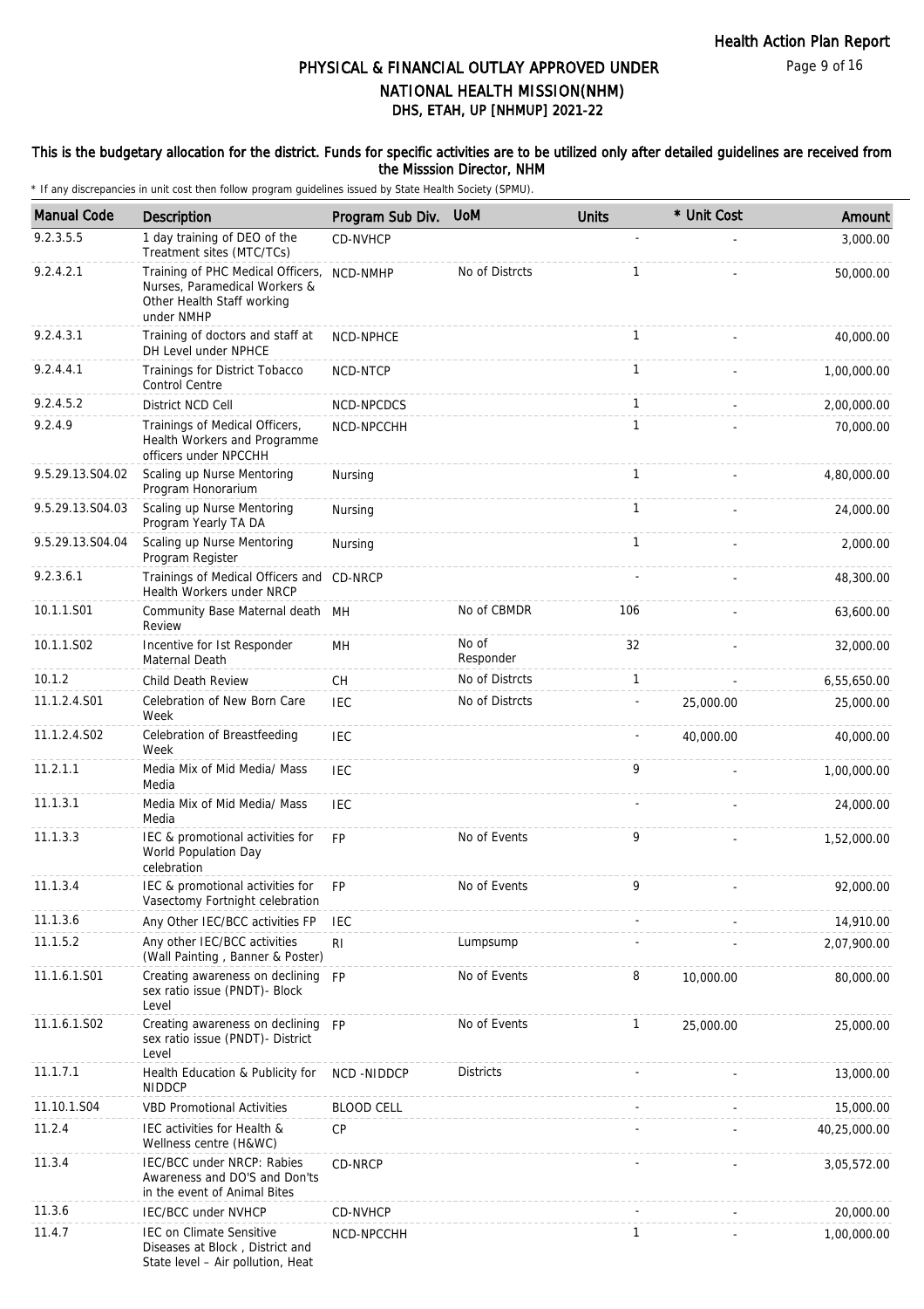# PHYSICAL & FINANCIAL OUTLAY APPROVED UNDER NATIONAL HEALTH MISSION(NHM)
## DHS, ETAH, UP [NHMUP] 2021-22

### This is the budgetary allocation for the district. Funds for specific activities are to be utilized only after detailed guidelines are received from the Misssion Director, NHM

\* If any discrepancies in unit cost then follow program guidelines issued by State Health Society (SPMU).

| Manual Code | Description | Program Sub Div. | UoM | Units | * Unit Cost | Amount |
|---|---|---|---|---|---|---|
| 9.2.3.5.5 | 1 day training of DEO of the Treatment sites (MTC/TCs) | CD-NVHCP | | - | - | 3,000.00 |
| 9.2.4.2.1 | Training of PHC Medical Officers, Nurses, Paramedical Workers & Other Health Staff working under NMHP | NCD-NMHP | No of Distrcts | 1 | - | 50,000.00 |
| 9.2.4.3.1 | Training of doctors and staff at DH Level under NPHCE | NCD-NPHCE | | 1 | - | 40,000.00 |
| 9.2.4.4.1 | Trainings for District Tobacco Control Centre | NCD-NTCP | | 1 | - | 1,00,000.00 |
| 9.2.4.5.2 | District NCD Cell | NCD-NPCDCS | | 1 | - | 2,00,000.00 |
| 9.2.4.9 | Trainings of Medical Officers, Health Workers and Programme officers under NPCCHH | NCD-NPCCHH | | 1 | - | 70,000.00 |
| 9.5.29.13.S04.02 | Scaling up Nurse Mentoring Program Honorarium | Nursing | | 1 | - | 4,80,000.00 |
| 9.5.29.13.S04.03 | Scaling up Nurse Mentoring Program Yearly TA DA | Nursing | | 1 | - | 24,000.00 |
| 9.5.29.13.S04.04 | Scaling up Nurse Mentoring Program Register | Nursing | | 1 | - | 2,000.00 |
| 9.2.3.6.1 | Trainings of Medical Officers and Health Workers under NRCP | CD-NRCP | | - | - | 48,300.00 |
| 10.1.1.S01 | Community Base Maternal death Review | MH | No of CBMDR | 106 | - | 63,600.00 |
| 10.1.1.S02 | Incentive for Ist Responder Maternal Death | MH | No of Responder | 32 | - | 32,000.00 |
| 10.1.2 | Child Death Review | CH | No of Distrcts | 1 | - | 6,55,650.00 |
| 11.1.2.4.S01 | Celebration of New Born Care Week | IEC | No of Distrcts | - | 25,000.00 | 25,000.00 |
| 11.1.2.4.S02 | Celebration of Breastfeeding Week | IEC | | - | 40,000.00 | 40,000.00 |
| 11.2.1.1 | Media Mix of Mid Media/ Mass Media | IEC | | 9 | - | 1,00,000.00 |
| 11.1.3.1 | Media Mix of Mid Media/ Mass Media | IEC | | - | - | 24,000.00 |
| 11.1.3.3 | IEC & promotional activities for World Population Day celebration | FP | No of Events | 9 | - | 1,52,000.00 |
| 11.1.3.4 | IEC & promotional activities for Vasectomy Fortnight celebration | FP | No of Events | 9 | - | 92,000.00 |
| 11.1.3.6 | Any Other IEC/BCC activities FP | IEC | | - | - | 14,910.00 |
| 11.1.5.2 | Any other IEC/BCC activities (Wall Painting , Banner & Poster) | RI | Lumpsump | - | - | 2,07,900.00 |
| 11.1.6.1.S01 | Creating awareness on declining sex ratio issue (PNDT)- Block Level | FP | No of Events | 8 | 10,000.00 | 80,000.00 |
| 11.1.6.1.S02 | Creating awareness on declining sex ratio issue (PNDT)- District Level | FP | No of Events | 1 | 25,000.00 | 25,000.00 |
| 11.1.7.1 | Health Education & Publicity for NIDDCP | NCD -NIDDCP | Districts | - | - | 13,000.00 |
| 11.10.1.S04 | VBD Promotional Activities | BLOOD CELL | | - | - | 15,000.00 |
| 11.2.4 | IEC activities for Health & Wellness centre (H&WC) | CP | | - | - | 40,25,000.00 |
| 11.3.4 | IEC/BCC under NRCP: Rabies Awareness and DO'S and Don'ts in the event of Animal Bites | CD-NRCP | | - | - | 3,05,572.00 |
| 11.3.6 | IEC/BCC under NVHCP | CD-NVHCP | | - | - | 20,000.00 |
| 11.4.7 | IEC on Climate Sensitive Diseases at Block , District and State level – Air pollution, Heat | NCD-NPCCHH | | 1 | - | 1,00,000.00 |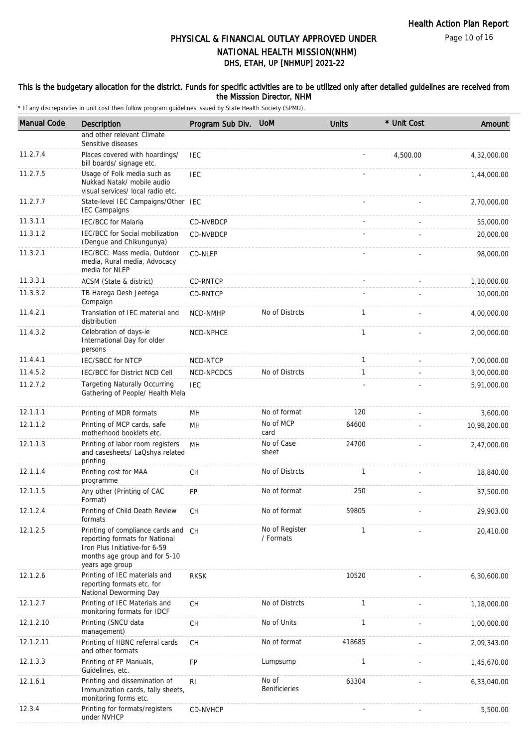# PHYSICAL & FINANCIAL OUTLAY APPROVED UNDER NATIONAL HEALTH MISSION(NHM)
## DHS, ETAH, UP [NHMUP] 2021-22

**This is the budgetary allocation for the district. Funds for specific activities are to be utilized only after detailed guidelines are received from the Misssion Director, NHM**

\* If any discrepancies in unit cost then follow program guidelines issued by State Health Society (SPMU).

| Manual Code | Description | Program Sub Div. | UoM | Units | * Unit Cost | Amount |
|---|---|---|---|---|---|---|
| | and other relevant Climate Sensitive diseases | | | | | |
| 11.2.7.4 | Places covered with hoardings/ bill boards/ signage etc. | IEC | | - | 4,500.00 | 4,32,000.00 |
| 11.2.7.5 | Usage of Folk media such as Nukkad Natak/ mobile audio visual services/ local radio etc. | IEC | | - | - | 1,44,000.00 |
| 11.2.7.7 | State-level IEC Campaigns/Other IEC Campaigns | IEC | | - | - | 2,70,000.00 |
| 11.3.1.1 | IEC/BCC for Malaria | CD-NVBDCP | | - | - | 55,000.00 |
| 11.3.1.2 | IEC/BCC for Social mobilization (Dengue and Chikungunya) | CD-NVBDCP | | - | - | 20,000.00 |
| 11.3.2.1 | IEC/BCC: Mass media, Outdoor media, Rural media, Advocacy media for NLEP | CD-NLEP | | - | - | 98,000.00 |
| 11.3.3.1 | ACSM (State & district) | CD-RNTCP | | - | - | 1,10,000.00 |
| 11.3.3.2 | TB Harega Desh Jeetega Compaign | CD-RNTCP | | - | - | 10,000.00 |
| 11.4.2.1 | Translation of IEC material and distribution | NCD-NMHP | No of Distrcts | 1 | - | 4,00,000.00 |
| 11.4.3.2 | Celebration of days-ie International Day for older persons | NCD-NPHCE | | 1 | - | 2,00,000.00 |
| 11.4.4.1 | IEC/SBCC for NTCP | NCD-NTCP | | 1 | - | 7,00,000.00 |
| 11.4.5.2 | IEC/BCC for District NCD Cell | NCD-NPCDCS | No of Distrcts | 1 | - | 3,00,000.00 |
| 11.2.7.2 | Targeting Naturally Occurring Gathering of People/ Health Mela | IEC | | - | - | 5,91,000.00 |
| 12.1.1.1 | Printing of MDR formats | MH | No of format | 120 | - | 3,600.00 |
| 12.1.1.2 | Printing of MCP cards, safe motherhood booklets etc. | MH | No of MCP card | 64600 | - | 10,98,200.00 |
| 12.1.1.3 | Printing of labor room registers and casesheets/ LaQshya related printing | MH | No of Case sheet | 24700 | - | 2,47,000.00 |
| 12.1.1.4 | Printing cost for MAA programme | CH | No of Distrcts | 1 | - | 18,840.00 |
| 12.1.1.5 | Any other (Printing of CAC Format) | FP | No of format | 250 | - | 37,500.00 |
| 12.1.2.4 | Printing of Child Death Review formats | CH | No of format | 59805 | - | 29,903.00 |
| 12.1.2.5 | Printing of compliance cards and reporting formats for National Iron Plus Initiative-for 6-59 months age group and for 5-10 years age group | CH | No of Register / Formats | 1 | - | 20,410.00 |
| 12.1.2.6 | Printing of IEC materials and reporting formats etc. for National Deworming Day | RKSK | | 10520 | - | 6,30,600.00 |
| 12.1.2.7 | Printing of IEC Materials and monitoring formats for IDCF | CH | No of Distrcts | 1 | - | 1,18,000.00 |
| 12.1.2.10 | Printing (SNCU data management) | CH | No of Units | 1 | - | 1,00,000.00 |
| 12.1.2.11 | Printing of HBNC referral cards and other formats | CH | No of format | 418685 | - | 2,09,343.00 |
| 12.1.3.3 | Printing of FP Manuals, Guidelines, etc. | FP | Lumpsump | 1 | - | 1,45,670.00 |
| 12.1.6.1 | Printing and dissemination of Immunization cards, tally sheets, monitoring forms etc. | RI | No of Benificieries | 63304 | - | 6,33,040.00 |
| 12.3.4 | Printing for formats/registers under NVHCP | CD-NVHCP | | - | - | 5,500.00 |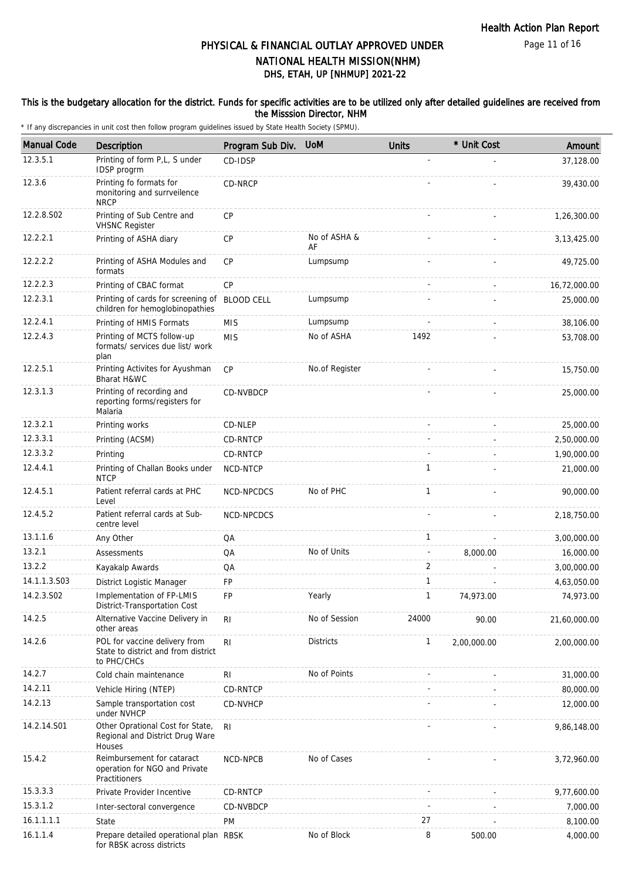# PHYSICAL & FINANCIAL OUTLAY APPROVED UNDER NATIONAL HEALTH MISSION(NHM)
## DHS, ETAH, UP [NHMUP] 2021-22

This is the budgetary allocation for the district. Funds for specific activities are to be utilized only after detailed guidelines are received from the Misssion Director, NHM

\* If any discrepancies in unit cost then follow program guidelines issued by State Health Society (SPMU).

| Manual Code | Description | Program Sub Div. | UoM | Units | * Unit Cost | Amount |
|---|---|---|---|---|---|---|
| 12.3.5.1 | Printing of form P,L, S under IDSP progrm | CD-IDSP | | - | - | 37,128.00 |
| 12.3.6 | Printing fo formats for monitoring and surrveilence NRCP | CD-NRCP | | - | - | 39,430.00 |
| 12.2.8.S02 | Printing of Sub Centre and VHSNC Register | CP | | - | - | 1,26,300.00 |
| 12.2.2.1 | Printing of ASHA diary | CP | No of ASHA & AF | - | - | 3,13,425.00 |
| 12.2.2.2 | Printing of ASHA Modules and formats | CP | Lumpsump | - | - | 49,725.00 |
| 12.2.2.3 | Printing of CBAC format | CP | | - | - | 16,72,000.00 |
| 12.2.3.1 | Printing of cards for screening of children for hemoglobinopathies | BLOOD CELL | Lumpsump | - | - | 25,000.00 |
| 12.2.4.1 | Printing of HMIS Formats | MIS | Lumpsump | - | - | 38,106.00 |
| 12.2.4.3 | Printing of MCTS follow-up formats/ services due list/ work plan | MIS | No of ASHA | 1492 | - | 53,708.00 |
| 12.2.5.1 | Printing Activites for Ayushman Bharat H&WC | CP | No.of Register | - | - | 15,750.00 |
| 12.3.1.3 | Printing of recording and reporting forms/registers for Malaria | CD-NVBDCP | | - | - | 25,000.00 |
| 12.3.2.1 | Printing works | CD-NLEP | | - | - | 25,000.00 |
| 12.3.3.1 | Printing (ACSM) | CD-RNTCP | | - | - | 2,50,000.00 |
| 12.3.3.2 | Printing | CD-RNTCP | | - | - | 1,90,000.00 |
| 12.4.4.1 | Printing of Challan Books under NTCP | NCD-NTCP | | 1 | - | 21,000.00 |
| 12.4.5.1 | Patient referral cards at PHC Level | NCD-NPCDCS | No of PHC | 1 | - | 90,000.00 |
| 12.4.5.2 | Patient referral cards at Sub-centre level | NCD-NPCDCS | | - | - | 2,18,750.00 |
| 13.1.1.6 | Any Other | QA | | 1 | - | 3,00,000.00 |
| 13.2.1 | Assessments | QA | No of Units | - | 8,000.00 | 16,000.00 |
| 13.2.2 | Kayakalp Awards | QA | | 2 | - | 3,00,000.00 |
| 14.1.1.3.S03 | District Logistic Manager | FP | | 1 | - | 4,63,050.00 |
| 14.2.3.S02 | Implementation of FP-LMIS District-Transportation Cost | FP | Yearly | 1 | 74,973.00 | 74,973.00 |
| 14.2.5 | Alternative Vaccine Delivery in other areas | RI | No of Session | 24000 | 90.00 | 21,60,000.00 |
| 14.2.6 | POL for vaccine delivery from State to district and from district to PHC/CHCs | RI | Districts | 1 | 2,00,000.00 | 2,00,000.00 |
| 14.2.7 | Cold chain maintenance | RI | No of Points | - | - | 31,000.00 |
| 14.2.11 | Vehicle Hiring (NTEP) | CD-RNTCP | | - | - | 80,000.00 |
| 14.2.13 | Sample transportation cost under NVHCP | CD-NVHCP | | - | - | 12,000.00 |
| 14.2.14.S01 | Other Oprational Cost for State, Regional and District Drug Ware Houses | RI | | - | - | 9,86,148.00 |
| 15.4.2 | Reimbursement for cataract operation for NGO and Private Practitioners | NCD-NPCB | No of Cases | - | - | 3,72,960.00 |
| 15.3.3.3 | Private Provider Incentive | CD-RNTCP | | - | - | 9,77,600.00 |
| 15.3.1.2 | Inter-sectoral convergence | CD-NVBDCP | | - | - | 7,000.00 |
| 16.1.1.1.1 | State | PM | | 27 | - | 8,100.00 |
| 16.1.1.4 | Prepare detailed operational plan for RBSK across districts | RBSK | No of Block | 8 | 500.00 | 4,000.00 |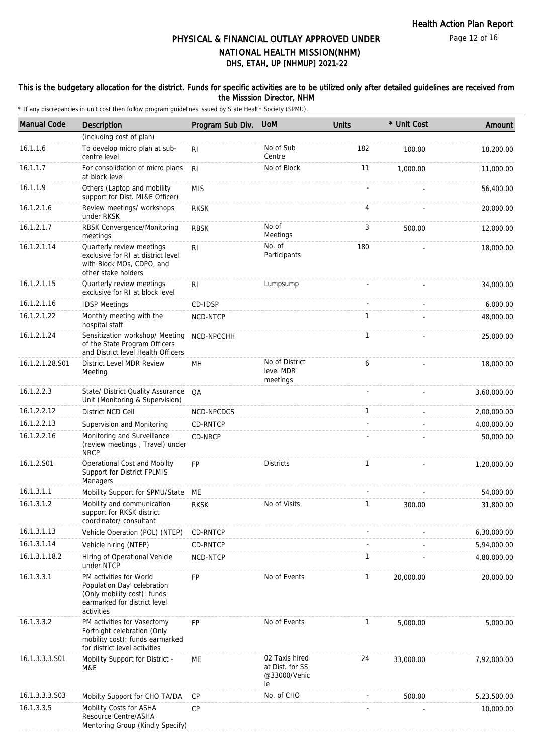# PHYSICAL & FINANCIAL OUTLAY APPROVED UNDER NATIONAL HEALTH MISSION(NHM)
## DHS, ETAH, UP [NHMUP] 2021-22

**This is the budgetary allocation for the district. Funds for specific activities are to be utilized only after detailed guidelines are received from the Misssion Director, NHM**

\* If any discrepancies in unit cost then follow program guidelines issued by State Health Society (SPMU).

| Manual Code | Description | Program Sub Div. | UoM | Units | * Unit Cost | Amount |
|---|---|---|---|---|---|---|
| | (including cost of plan) | | | | | |
| 16.1.1.6 | To develop micro plan at sub-centre level | RI | No of Sub Centre | 182 | 100.00 | 18,200.00 |
| 16.1.1.7 | For consolidation of micro plans at block level | RI | No of Block | 11 | 1,000.00 | 11,000.00 |
| 16.1.1.9 | Others (Laptop and mobility support for Dist. MI&E Officer) | MIS | | - | - | 56,400.00 |
| 16.1.2.1.6 | Review meetings/ workshops under RKSK | RKSK | | 4 | - | 20,000.00 |
| 16.1.2.1.7 | RBSK Convergence/Monitoring meetings | RBSK | No of Meetings | 3 | 500.00 | 12,000.00 |
| 16.1.2.1.14 | Quarterly review meetings exclusive for RI at district level with Block MOs, CDPO, and other stake holders | RI | No. of Participants | 180 | - | 18,000.00 |
| 16.1.2.1.15 | Quarterly review meetings exclusive for RI at block level | RI | Lumpsump | - | - | 34,000.00 |
| 16.1.2.1.16 | IDSP Meetings | CD-IDSP | | - | - | 6,000.00 |
| 16.1.2.1.22 | Monthly meeting with the hospital staff | NCD-NTCP | | 1 | - | 48,000.00 |
| 16.1.2.1.24 | Sensitization workshop/ Meeting of the State Program Officers and District level Health Officers | NCD-NPCCHH | | 1 | - | 25,000.00 |
| 16.1.2.1.28.S01 | District Level MDR Review Meeting | MH | No of District level MDR meetings | 6 | - | 18,000.00 |
| 16.1.2.2.3 | State/ District Quality Assurance Unit (Monitoring & Supervision) | QA | | - | - | 3,60,000.00 |
| 16.1.2.2.12 | District NCD Cell | NCD-NPCDCS | | 1 | - | 2,00,000.00 |
| 16.1.2.2.13 | Supervision and Monitoring | CD-RNTCP | | - | - | 4,00,000.00 |
| 16.1.2.2.16 | Monitoring and Surveillance (review meetings , Travel) under NRCP | CD-NRCP | | - | - | 50,000.00 |
| 16.1.2.S01 | Operational Cost and Mobilty Support for District FPLMIS Managers | FP | Districts | 1 | - | 1,20,000.00 |
| 16.1.3.1.1 | Mobility Support for SPMU/State | ME | | - | - | 54,000.00 |
| 16.1.3.1.2 | Mobility and communication support for RKSK district coordinator/ consultant | RKSK | No of Visits | 1 | 300.00 | 31,800.00 |
| 16.1.3.1.13 | Vehicle Operation (POL) (NTEP) | CD-RNTCP | | - | - | 6,30,000.00 |
| 16.1.3.1.14 | Vehicle hiring (NTEP) | CD-RNTCP | | - | - | 5,94,000.00 |
| 16.1.3.1.18.2 | Hiring of Operational Vehicle under NTCP | NCD-NTCP | | 1 | - | 4,80,000.00 |
| 16.1.3.3.1 | PM activities for World Population Day' celebration (Only mobility cost): funds earmarked for district level activities | FP | No of Events | 1 | 20,000.00 | 20,000.00 |
| 16.1.3.3.2 | PM activities for Vasectomy Fortnight celebration (Only mobility cost): funds earmarked for district level activities | FP | No of Events | 1 | 5,000.00 | 5,000.00 |
| 16.1.3.3.3.S01 | Mobility Support for District - M&E | ME | 02 Taxis hired at Dist. for SS @33000/Vehicle | 24 | 33,000.00 | 7,92,000.00 |
| 16.1.3.3.3.S03 | Mobilty Support for CHO TA/DA | CP | No. of CHO | - | 500.00 | 5,23,500.00 |
| 16.1.3.3.5 | Mobility Costs for ASHA Resource Centre/ASHA Mentoring Group (Kindly Specify) | CP | | - | - | 10,000.00 |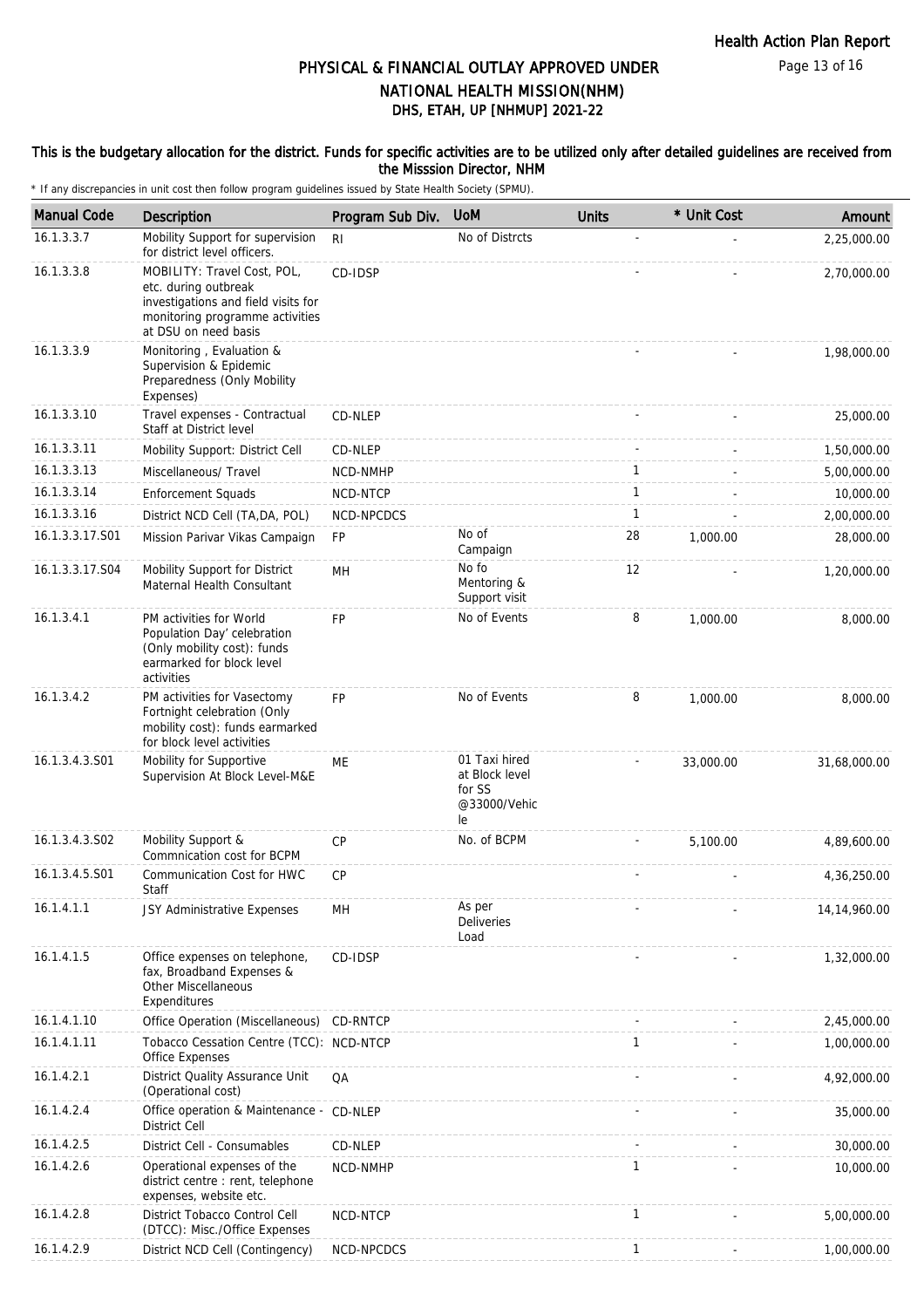# PHYSICAL & FINANCIAL OUTLAY APPROVED UNDER NATIONAL HEALTH MISSION(NHM)
## DHS, ETAH, UP [NHMUP] 2021-22

**This is the budgetary allocation for the district. Funds for specific activities are to be utilized only after detailed guidelines are received from the Misssion Director, NHM**

\* If any discrepancies in unit cost then follow program guidelines issued by State Health Society (SPMU).

| Manual Code | Description | Program Sub Div. | UoM | Units | * Unit Cost | Amount |
|---|---|---|---|---|---|---|
| 16.1.3.3.7 | Mobility Support for supervision for district level officers. | RI | No of Distrcts | - | - | 2,25,000.00 |
| 16.1.3.3.8 | MOBILITY: Travel Cost, POL, etc. during outbreak investigations and field visits for monitoring programme activities at DSU on need basis | CD-IDSP | | - | - | 2,70,000.00 |
| 16.1.3.3.9 | Monitoring , Evaluation & Supervision & Epidemic Preparedness (Only Mobility Expenses) | | | - | - | 1,98,000.00 |
| 16.1.3.3.10 | Travel expenses - Contractual Staff at District level | CD-NLEP | | - | - | 25,000.00 |
| 16.1.3.3.11 | Mobility Support: District Cell | CD-NLEP | | - | - | 1,50,000.00 |
| 16.1.3.3.13 | Miscellaneous/ Travel | NCD-NMHP | | 1 | - | 5,00,000.00 |
| 16.1.3.3.14 | Enforcement Squads | NCD-NTCP | | 1 | - | 10,000.00 |
| 16.1.3.3.16 | District NCD Cell (TA,DA, POL) | NCD-NPCDCS | | 1 | - | 2,00,000.00 |
| 16.1.3.3.17.S01 | Mission Parivar Vikas Campaign | FP | No of Campaign | 28 | 1,000.00 | 28,000.00 |
| 16.1.3.3.17.S04 | Mobility Support for District Maternal Health Consultant | MH | No fo Mentoring & Support visit | 12 | - | 1,20,000.00 |
| 16.1.3.4.1 | PM activities for World Population Day' celebration (Only mobility cost): funds earmarked for block level activities | FP | No of Events | 8 | 1,000.00 | 8,000.00 |
| 16.1.3.4.2 | PM activities for Vasectomy Fortnight celebration (Only mobility cost): funds earmarked for block level activities | FP | No of Events | 8 | 1,000.00 | 8,000.00 |
| 16.1.3.4.3.S01 | Mobility for Supportive Supervision At Block Level-M&E | ME | 01 Taxi hired at Block level for SS @33000/Vehicle | - | 33,000.00 | 31,68,000.00 |
| 16.1.3.4.3.S02 | Mobility Support & Commnication cost for BCPM | CP | No. of BCPM | - | 5,100.00 | 4,89,600.00 |
| 16.1.3.4.5.S01 | Communication Cost for HWC Staff | CP | | - | - | 4,36,250.00 |
| 16.1.4.1.1 | JSY Administrative Expenses | MH | As per Deliveries Load | - | - | 14,14,960.00 |
| 16.1.4.1.5 | Office expenses on telephone, fax, Broadband Expenses & Other Miscellaneous Expenditures | CD-IDSP | | - | - | 1,32,000.00 |
| 16.1.4.1.10 | Office Operation (Miscellaneous) | CD-RNTCP | | - | - | 2,45,000.00 |
| 16.1.4.1.11 | Tobacco Cessation Centre (TCC): Office Expenses | NCD-NTCP | | 1 | - | 1,00,000.00 |
| 16.1.4.2.1 | District Quality Assurance Unit (Operational cost) | QA | | - | - | 4,92,000.00 |
| 16.1.4.2.4 | Office operation & Maintenance - District Cell | CD-NLEP | | - | - | 35,000.00 |
| 16.1.4.2.5 | District Cell - Consumables | CD-NLEP | | - | - | 30,000.00 |
| 16.1.4.2.6 | Operational expenses of the district centre : rent, telephone expenses, website etc. | NCD-NMHP | | 1 | - | 10,000.00 |
| 16.1.4.2.8 | District Tobacco Control Cell (DTCC): Misc./Office Expenses | NCD-NTCP | | 1 | - | 5,00,000.00 |
| 16.1.4.2.9 | District NCD Cell (Contingency) | NCD-NPCDCS | | 1 | - | 1,00,000.00 |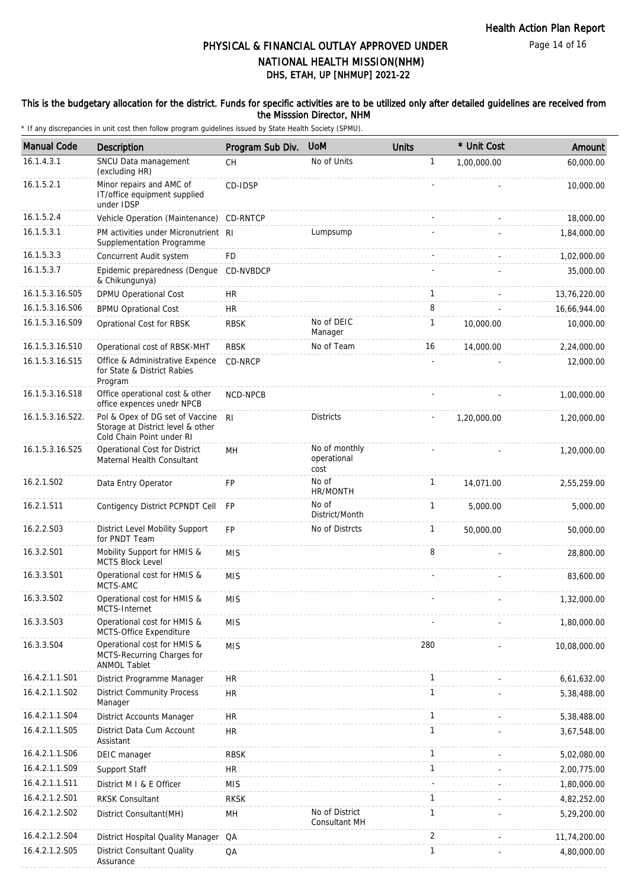# PHYSICAL & FINANCIAL OUTLAY APPROVED UNDER NATIONAL HEALTH MISSION(NHM)
## DHS, ETAH, UP [NHMUP] 2021-22

**This is the budgetary allocation for the district. Funds for specific activities are to be utilized only after detailed guidelines are received from the Misssion Director, NHM**

\* If any discrepancies in unit cost then follow program guidelines issued by State Health Society (SPMU).

| Manual Code | Description | Program Sub Div. | UoM | Units | * Unit Cost | Amount |
|---|---|---|---|---|---|---|
| 16.1.4.3.1 | SNCU Data management (excluding HR) | CH | No of Units | 1 | 1,00,000.00 | 60,000.00 |
| 16.1.5.2.1 | Minor repairs and AMC of IT/office equipment supplied under IDSP | CD-IDSP | | - | - | 10,000.00 |
| 16.1.5.2.4 | Vehicle Operation (Maintenance) | CD-RNTCP | | - | - | 18,000.00 |
| 16.1.5.3.1 | PM activities under Micronutrient Supplementation Programme | RI | Lumpsump | - | - | 1,84,000.00 |
| 16.1.5.3.3 | Concurrent Audit system | FD | | - | - | 1,02,000.00 |
| 16.1.5.3.7 | Epidemic preparedness (Dengue & Chikungunya) | CD-NVBDCP | | - | - | 35,000.00 |
| 16.1.5.3.16.S05 | DPMU Operational Cost | HR | | 1 | - | 13,76,220.00 |
| 16.1.5.3.16.S06 | BPMU Oprational Cost | HR | | 8 | - | 16,66,944.00 |
| 16.1.5.3.16.S09 | Oprational Cost for RBSK | RBSK | No of DEIC Manager | 1 | 10,000.00 | 10,000.00 |
| 16.1.5.3.16.S10 | Operational cost of RBSK-MHT | RBSK | No of Team | 16 | 14,000.00 | 2,24,000.00 |
| 16.1.5.3.16.S15 | Office & Administrative Expence for State & District Rabies Program | CD-NRCP | | - | - | 12,000.00 |
| 16.1.5.3.16.S18 | Office operational cost & other office expences unedr NPCB | NCD-NPCB | | - | - | 1,00,000.00 |
| 16.1.5.3.16.S22. | Pol & Opex of DG set of Vaccine Storage at District level & other Cold Chain Point under RI | RI | Districts | - | 1,20,000.00 | 1,20,000.00 |
| 16.1.5.3.16.S25 | Operational Cost for District Maternal Health Consultant | MH | No of monthly operational cost | - | - | 1,20,000.00 |
| 16.2.1.S02 | Data Entry Operator | FP | No of HR/MONTH | 1 | 14,071.00 | 2,55,259.00 |
| 16.2.1.S11 | Contigency District PCPNDT Cell | FP | No of District/Month | 1 | 5,000.00 | 5,000.00 |
| 16.2.2.S03 | District Level Mobility Support for PNDT Team | FP | No of Distrcts | 1 | 50,000.00 | 50,000.00 |
| 16.3.2.S01 | Mobility Support for HMIS & MCTS Block Level | MIS | | 8 | - | 28,800.00 |
| 16.3.3.S01 | Operational cost for HMIS & MCTS-AMC | MIS | | - | - | 83,600.00 |
| 16.3.3.S02 | Operational cost for HMIS & MCTS-Internet | MIS | | - | - | 1,32,000.00 |
| 16.3.3.S03 | Operational cost for HMIS & MCTS-Office Expenditure | MIS | | - | - | 1,80,000.00 |
| 16.3.3.S04 | Operational cost for HMIS & MCTS-Recurring Charges for ANMOL Tablet | MIS | | 280 | - | 10,08,000.00 |
| 16.4.2.1.1.S01 | District Programme Manager | HR | | 1 | - | 6,61,632.00 |
| 16.4.2.1.1.S02 | District Community Process Manager | HR | | 1 | - | 5,38,488.00 |
| 16.4.2.1.1.S04 | District Accounts Manager | HR | | 1 | - | 5,38,488.00 |
| 16.4.2.1.1.S05 | District Data Cum Account Assistant | HR | | 1 | - | 3,67,548.00 |
| 16.4.2.1.1.S06 | DEIC manager | RBSK | | 1 | - | 5,02,080.00 |
| 16.4.2.1.1.S09 | Support Staff | HR | | 1 | - | 2,00,775.00 |
| 16.4.2.1.1.S11 | District M I & E Officer | MIS | | - | - | 1,80,000.00 |
| 16.4.2.1.2.S01 | RKSK Consultant | RKSK | | 1 | - | 4,82,252.00 |
| 16.4.2.1.2.S02 | District Consultant(MH) | MH | No of District Consultant MH | 1 | - | 5,29,200.00 |
| 16.4.2.1.2.S04 | District Hospital Quality Manager | QA | | 2 | - | 11,74,200.00 |
| 16.4.2.1.2.S05 | District Consultant Quality Assurance | QA | | 1 | - | 4,80,000.00 |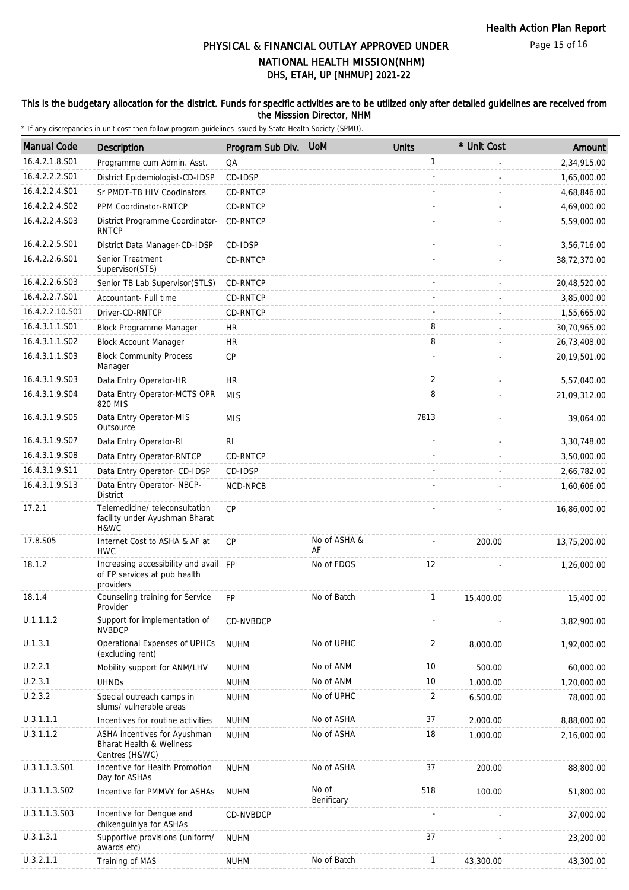# PHYSICAL & FINANCIAL OUTLAY APPROVED UNDER NATIONAL HEALTH MISSION(NHM)

## DHS, ETAH, UP [NHMUP] 2021-22

### This is the budgetary allocation for the district. Funds for specific activities are to be utilized only after detailed guidelines are received from the Misssion Director, NHM

\* If any discrepancies in unit cost then follow program guidelines issued by State Health Society (SPMU).

| Manual Code | Description | Program Sub Div. | UoM | Units | * Unit Cost | Amount |
|---|---|---|---|---|---|---|
| 16.4.2.1.8.S01 | Programme cum Admin. Asst. | QA | | 1 | - | 2,34,915.00 |
| 16.4.2.2.2.S01 | District Epidemiologist-CD-IDSP | CD-IDSP | | - | - | 1,65,000.00 |
| 16.4.2.2.4.S01 | Sr PMDT-TB HIV Coodinators | CD-RNTCP | | - | - | 4,68,846.00 |
| 16.4.2.2.4.S02 | PPM Coordinator-RNTCP | CD-RNTCP | | - | - | 4,69,000.00 |
| 16.4.2.2.4.S03 | District Programme Coordinator-RNTCP | CD-RNTCP | | - | - | 5,59,000.00 |
| 16.4.2.2.5.S01 | District Data Manager-CD-IDSP | CD-IDSP | | - | - | 3,56,716.00 |
| 16.4.2.2.6.S01 | Senior Treatment Supervisor(STS) | CD-RNTCP | | - | - | 38,72,370.00 |
| 16.4.2.2.6.S03 | Senior TB Lab Supervisor(STLS) | CD-RNTCP | | - | - | 20,48,520.00 |
| 16.4.2.2.7.S01 | Accountant- Full time | CD-RNTCP | | - | - | 3,85,000.00 |
| 16.4.2.2.10.S01 | Driver-CD-RNTCP | CD-RNTCP | | - | - | 1,55,665.00 |
| 16.4.3.1.1.S01 | Block Programme Manager | HR | | 8 | - | 30,70,965.00 |
| 16.4.3.1.1.S02 | Block Account Manager | HR | | 8 | - | 26,73,408.00 |
| 16.4.3.1.1.S03 | Block Community Process Manager | CP | | - | - | 20,19,501.00 |
| 16.4.3.1.9.S03 | Data Entry Operator-HR | HR | | 2 | - | 5,57,040.00 |
| 16.4.3.1.9.S04 | Data Entry Operator-MCTS OPR 820 MIS | MIS | | 8 | - | 21,09,312.00 |
| 16.4.3.1.9.S05 | Data Entry Operator-MIS Outsource | MIS | | 7813 | - | 39,064.00 |
| 16.4.3.1.9.S07 | Data Entry Operator-RI | RI | | - | - | 3,30,748.00 |
| 16.4.3.1.9.S08 | Data Entry Operator-RNTCP | CD-RNTCP | | - | - | 3,50,000.00 |
| 16.4.3.1.9.S11 | Data Entry Operator- CD-IDSP | CD-IDSP | | - | - | 2,66,782.00 |
| 16.4.3.1.9.S13 | Data Entry Operator- NBCP-District | NCD-NPCB | | - | - | 1,60,606.00 |
| 17.2.1 | Telemedicine/ teleconsultation facility under Ayushman Bharat H&WC | CP | | - | - | 16,86,000.00 |
| 17.8.S05 | Internet Cost to ASHA & AF at HWC | CP | No of ASHA & AF | - | 200.00 | 13,75,200.00 |
| 18.1.2 | Increasing accessibility and avail of FP services at pub health providers | FP | No of FDOS | 12 | - | 1,26,000.00 |
| 18.1.4 | Counseling training for Service Provider | FP | No of Batch | 1 | 15,400.00 | 15,400.00 |
| U.1.1.1.2 | Support for implementation of NVBDCP | CD-NVBDCP | | - | - | 3,82,900.00 |
| U.1.3.1 | Operational Expenses of UPHCs (excluding rent) | NUHM | No of UPHC | 2 | 8,000.00 | 1,92,000.00 |
| U.2.2.1 | Mobility support for ANM/LHV | NUHM | No of ANM | 10 | 500.00 | 60,000.00 |
| U.2.3.1 | UHNDs | NUHM | No of ANM | 10 | 1,000.00 | 1,20,000.00 |
| U.2.3.2 | Special outreach camps in slums/ vulnerable areas | NUHM | No of UPHC | 2 | 6,500.00 | 78,000.00 |
| U.3.1.1.1 | Incentives for routine activities | NUHM | No of ASHA | 37 | 2,000.00 | 8,88,000.00 |
| U.3.1.1.2 | ASHA incentives for Ayushman Bharat Health & Wellness Centres (H&WC) | NUHM | No of ASHA | 18 | 1,000.00 | 2,16,000.00 |
| U.3.1.1.3.S01 | Incentive for Health Promotion Day for ASHAs | NUHM | No of ASHA | 37 | 200.00 | 88,800.00 |
| U.3.1.1.3.S02 | Incentive for PMMVY for ASHAs | NUHM | No of Benificary | 518 | 100.00 | 51,800.00 |
| U.3.1.1.3.S03 | Incentive for Dengue and chikenguiniya for ASHAs | CD-NVBDCP | | - | - | 37,000.00 |
| U.3.1.3.1 | Supportive provisions (uniform/ awards etc) | NUHM | | 37 | - | 23,200.00 |
| U.3.2.1.1 | Training of MAS | NUHM | No of Batch | 1 | 43,300.00 | 43,300.00 |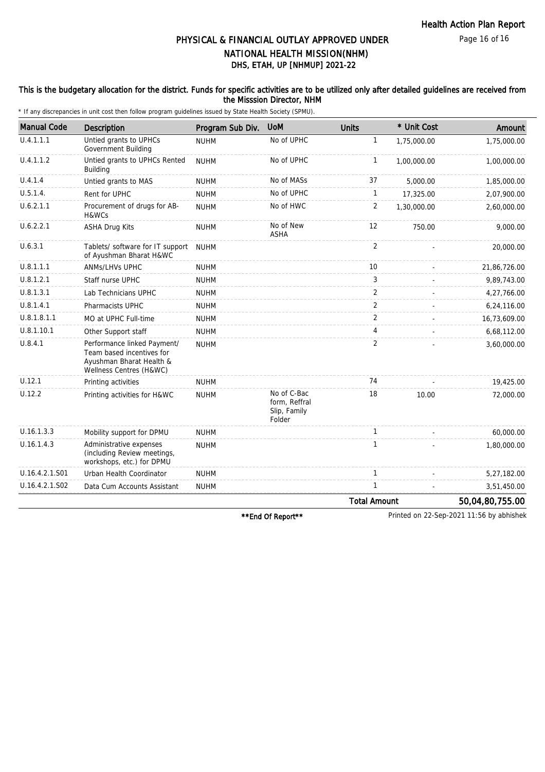# PHYSICAL & FINANCIAL OUTLAY APPROVED UNDER NATIONAL HEALTH MISSION(NHM)

## DHS, ETAH, UP [NHMUP] 2021-22

**This is the budgetary allocation for the district. Funds for specific activities are to be utilized only after detailed guidelines are received from the Misssion Director, NHM**

* If any discrepancies in unit cost then follow program guidelines issued by State Health Society (SPMU).

| Manual Code | Description | Program Sub Div. | UoM | Units | * Unit Cost | Amount |
|---|---|---|---|---|---|---|
| U.4.1.1.1 | Untied grants to UPHCs Government Building | NUHM | No of UPHC | 1 | 1,75,000.00 | 1,75,000.00 |
| U.4.1.1.2 | Untied grants to UPHCs Rented Building | NUHM | No of UPHC | 1 | 1,00,000.00 | 1,00,000.00 |
| U.4.1.4 | Untied grants to MAS | NUHM | No of MASs | 37 | 5,000.00 | 1,85,000.00 |
| U.5.1.4. | Rent for UPHC | NUHM | No of UPHC | 1 | 17,325.00 | 2,07,900.00 |
| U.6.2.1.1 | Procurement of drugs for AB-H&WCs | NUHM | No of HWC | 2 | 1,30,000.00 | 2,60,000.00 |
| U.6.2.2.1 | ASHA Drug Kits | NUHM | No of New ASHA | 12 | 750.00 | 9,000.00 |
| U.6.3.1 | Tablets/ software for IT support of Ayushman Bharat H&WC | NUHM | | 2 | - | 20,000.00 |
| U.8.1.1.1 | ANMs/LHVs UPHC | NUHM | | 10 | - | 21,86,726.00 |
| U.8.1.2.1 | Staff nurse UPHC | NUHM | | 3 | - | 9,89,743.00 |
| U.8.1.3.1 | Lab Technicians UPHC | NUHM | | 2 | - | 4,27,766.00 |
| U.8.1.4.1 | Pharmacists UPHC | NUHM | | 2 | - | 6,24,116.00 |
| U.8.1.8.1.1 | MO at UPHC Full-time | NUHM | | 2 | - | 16,73,609.00 |
| U.8.1.10.1 | Other Support staff | NUHM | | 4 | - | 6,68,112.00 |
| U.8.4.1 | Performance linked Payment/ Team based incentives for Ayushman Bharat Health & Wellness Centres (H&WC) | NUHM | | 2 | - | 3,60,000.00 |
| U.12.1 | Printing activities | NUHM | | 74 | - | 19,425.00 |
| U.12.2 | Printing activities for H&WC | NUHM | No of C-Bac form, Reffral Slip, Family Folder | 18 | 10.00 | 72,000.00 |
| U.16.1.3.3 | Mobility support for DPMU | NUHM | | 1 | - | 60,000.00 |
| U.16.1.4.3 | Administrative expenses (including Review meetings, workshops, etc.) for DPMU | NUHM | | 1 | - | 1,80,000.00 |
| U.16.4.2.1.S01 | Urban Health Coordinator | NUHM | | 1 | - | 5,27,182.00 |
| U.16.4.2.1.S02 | Data Cum Accounts Assistant | NUHM | | 1 | - | 3,51,450.00 |
| | | | | **Total Amount** | | **50,04,80,755.00** |

**\*\*End Of Report\*\***

Printed on 22-Sep-2021 11:56 by abhishek